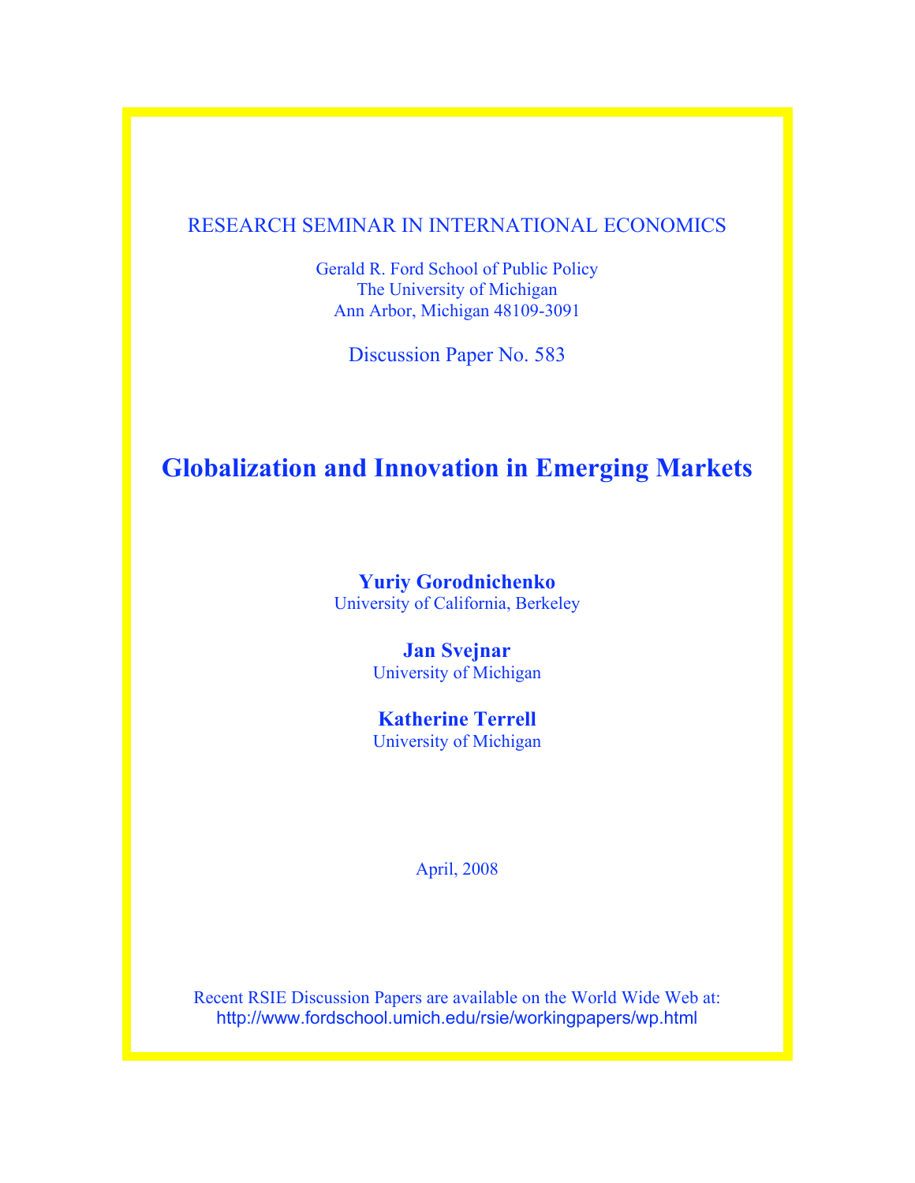RESEARCH SEMINAR IN INTERNATIONAL ECONOMICS

Gerald R. Ford School of Public Policy
The University of Michigan
Ann Arbor, Michigan 48109-3091

Discussion Paper No. 583

# Globalization and Innovation in Emerging Markets

**Yuriy Gorodnichenko**
University of California, Berkeley

**Jan Svejnar**
University of Michigan

**Katherine Terrell**
University of Michigan

April, 2008

Recent RSIE Discussion Papers are available on the World Wide Web at:
http://www.fordschool.umich.edu/rsie/workingpapers/wp.html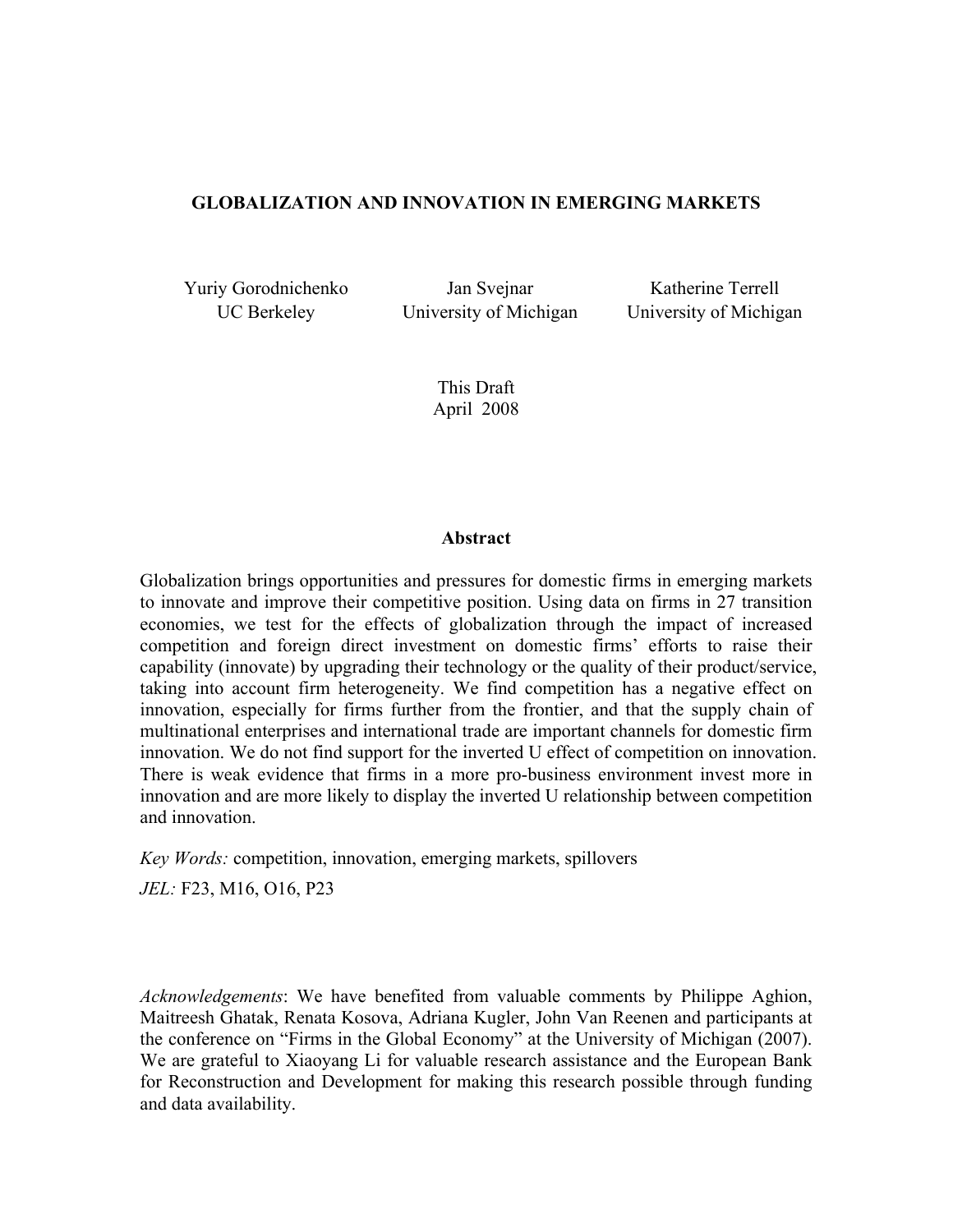# GLOBALIZATION AND INNOVATION IN EMERGING MARKETS

Yuriy Gorodnichenko
UC Berkeley

Jan Svejnar
University of Michigan

Katherine Terrell
University of Michigan

This Draft
April 2008

## Abstract

Globalization brings opportunities and pressures for domestic firms in emerging markets to innovate and improve their competitive position. Using data on firms in 27 transition economies, we test for the effects of globalization through the impact of increased competition and foreign direct investment on domestic firms' efforts to raise their capability (innovate) by upgrading their technology or the quality of their product/service, taking into account firm heterogeneity. We find competition has a negative effect on innovation, especially for firms further from the frontier, and that the supply chain of multinational enterprises and international trade are important channels for domestic firm innovation. We do not find support for the inverted U effect of competition on innovation. There is weak evidence that firms in a more pro-business environment invest more in innovation and are more likely to display the inverted U relationship between competition and innovation.

*Key Words:* competition, innovation, emerging markets, spillovers

*JEL:* F23, M16, O16, P23

*Acknowledgements*: We have benefited from valuable comments by Philippe Aghion, Maitreesh Ghatak, Renata Kosova, Adriana Kugler, John Van Reenen and participants at the conference on "Firms in the Global Economy" at the University of Michigan (2007). We are grateful to Xiaoyang Li for valuable research assistance and the European Bank for Reconstruction and Development for making this research possible through funding and data availability.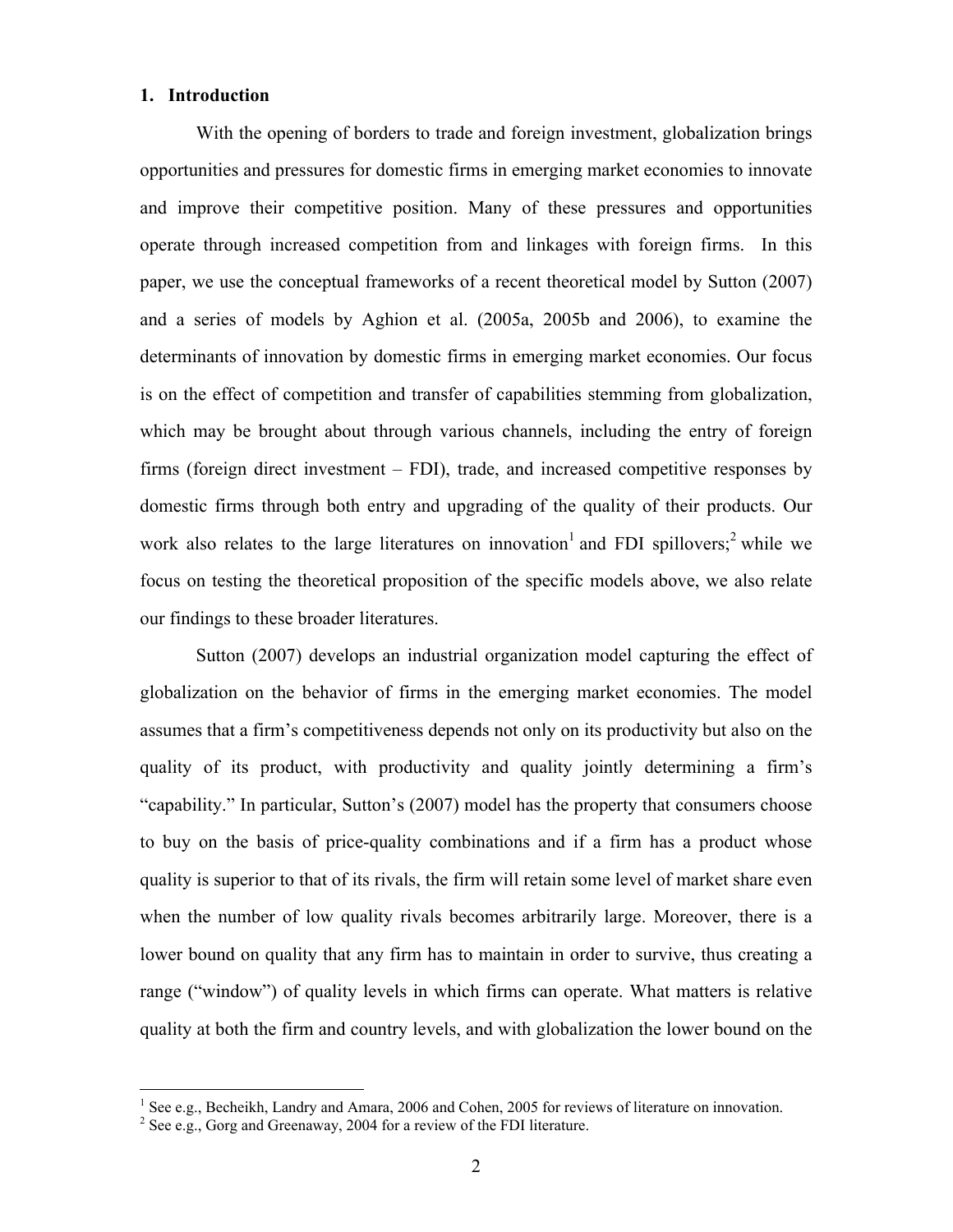## 1. Introduction

With the opening of borders to trade and foreign investment, globalization brings opportunities and pressures for domestic firms in emerging market economies to innovate and improve their competitive position. Many of these pressures and opportunities operate through increased competition from and linkages with foreign firms. In this paper, we use the conceptual frameworks of a recent theoretical model by Sutton (2007) and a series of models by Aghion et al. (2005a, 2005b and 2006), to examine the determinants of innovation by domestic firms in emerging market economies. Our focus is on the effect of competition and transfer of capabilities stemming from globalization, which may be brought about through various channels, including the entry of foreign firms (foreign direct investment – FDI), trade, and increased competitive responses by domestic firms through both entry and upgrading of the quality of their products. Our work also relates to the large literatures on innovation[1] and FDI spillovers;[2] while we focus on testing the theoretical proposition of the specific models above, we also relate our findings to these broader literatures.

Sutton (2007) develops an industrial organization model capturing the effect of globalization on the behavior of firms in the emerging market economies. The model assumes that a firm's competitiveness depends not only on its productivity but also on the quality of its product, with productivity and quality jointly determining a firm's "capability." In particular, Sutton's (2007) model has the property that consumers choose to buy on the basis of price-quality combinations and if a firm has a product whose quality is superior to that of its rivals, the firm will retain some level of market share even when the number of low quality rivals becomes arbitrarily large. Moreover, there is a lower bound on quality that any firm has to maintain in order to survive, thus creating a range ("window") of quality levels in which firms can operate. What matters is relative quality at both the firm and country levels, and with globalization the lower bound on the

[1] See e.g., Becheikh, Landry and Amara, 2006 and Cohen, 2005 for reviews of literature on innovation.

[2] See e.g., Gorg and Greenaway, 2004 for a review of the FDI literature.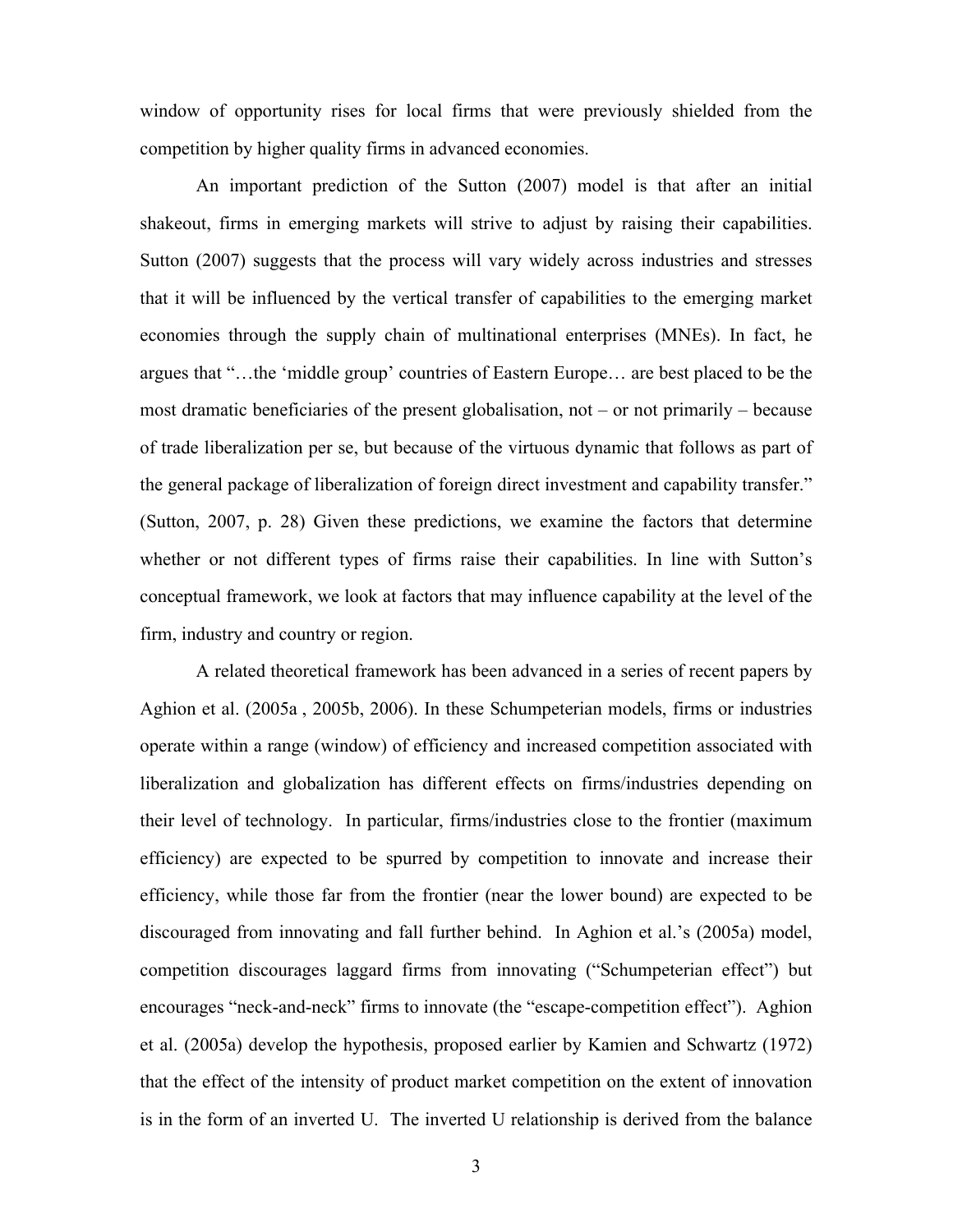window of opportunity rises for local firms that were previously shielded from the competition by higher quality firms in advanced economies.

An important prediction of the Sutton (2007) model is that after an initial shakeout, firms in emerging markets will strive to adjust by raising their capabilities. Sutton (2007) suggests that the process will vary widely across industries and stresses that it will be influenced by the vertical transfer of capabilities to the emerging market economies through the supply chain of multinational enterprises (MNEs). In fact, he argues that "…the 'middle group' countries of Eastern Europe… are best placed to be the most dramatic beneficiaries of the present globalisation, not – or not primarily – because of trade liberalization per se, but because of the virtuous dynamic that follows as part of the general package of liberalization of foreign direct investment and capability transfer." (Sutton, 2007, p. 28) Given these predictions, we examine the factors that determine whether or not different types of firms raise their capabilities. In line with Sutton's conceptual framework, we look at factors that may influence capability at the level of the firm, industry and country or region.

A related theoretical framework has been advanced in a series of recent papers by Aghion et al. (2005a , 2005b, 2006). In these Schumpeterian models, firms or industries operate within a range (window) of efficiency and increased competition associated with liberalization and globalization has different effects on firms/industries depending on their level of technology. In particular, firms/industries close to the frontier (maximum efficiency) are expected to be spurred by competition to innovate and increase their efficiency, while those far from the frontier (near the lower bound) are expected to be discouraged from innovating and fall further behind. In Aghion et al.'s (2005a) model, competition discourages laggard firms from innovating ("Schumpeterian effect") but encourages "neck-and-neck" firms to innovate (the "escape-competition effect"). Aghion et al. (2005a) develop the hypothesis, proposed earlier by Kamien and Schwartz (1972) that the effect of the intensity of product market competition on the extent of innovation is in the form of an inverted U. The inverted U relationship is derived from the balance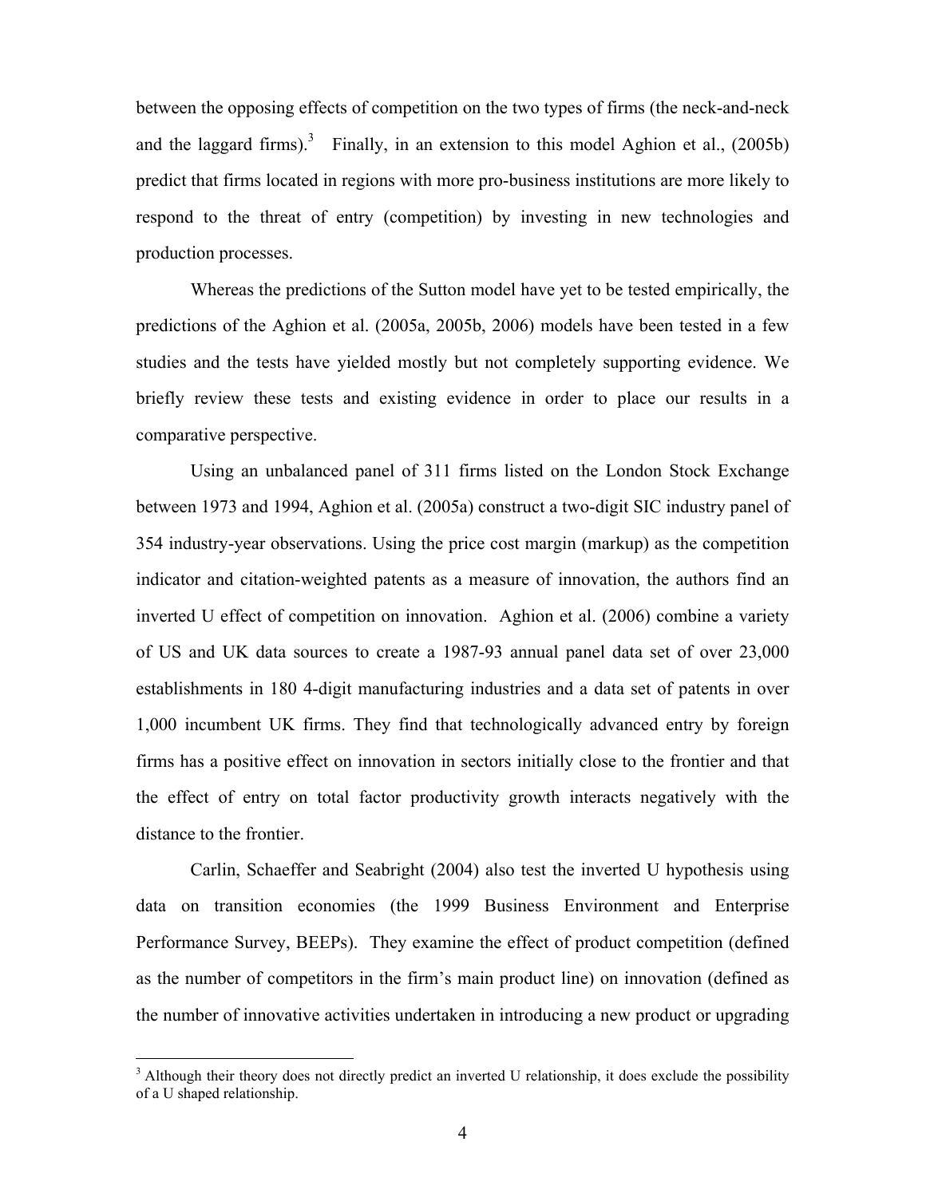between the opposing effects of competition on the two types of firms (the neck-and-neck and the laggard firms).[3] Finally, in an extension to this model Aghion et al., (2005b) predict that firms located in regions with more pro-business institutions are more likely to respond to the threat of entry (competition) by investing in new technologies and production processes.

Whereas the predictions of the Sutton model have yet to be tested empirically, the predictions of the Aghion et al. (2005a, 2005b, 2006) models have been tested in a few studies and the tests have yielded mostly but not completely supporting evidence. We briefly review these tests and existing evidence in order to place our results in a comparative perspective.

Using an unbalanced panel of 311 firms listed on the London Stock Exchange between 1973 and 1994, Aghion et al. (2005a) construct a two-digit SIC industry panel of 354 industry-year observations. Using the price cost margin (markup) as the competition indicator and citation-weighted patents as a measure of innovation, the authors find an inverted U effect of competition on innovation. Aghion et al. (2006) combine a variety of US and UK data sources to create a 1987-93 annual panel data set of over 23,000 establishments in 180 4-digit manufacturing industries and a data set of patents in over 1,000 incumbent UK firms. They find that technologically advanced entry by foreign firms has a positive effect on innovation in sectors initially close to the frontier and that the effect of entry on total factor productivity growth interacts negatively with the distance to the frontier.

Carlin, Schaeffer and Seabright (2004) also test the inverted U hypothesis using data on transition economies (the 1999 Business Environment and Enterprise Performance Survey, BEEPs). They examine the effect of product competition (defined as the number of competitors in the firm's main product line) on innovation (defined as the number of innovative activities undertaken in introducing a new product or upgrading

[3] Although their theory does not directly predict an inverted U relationship, it does exclude the possibility of a U shaped relationship.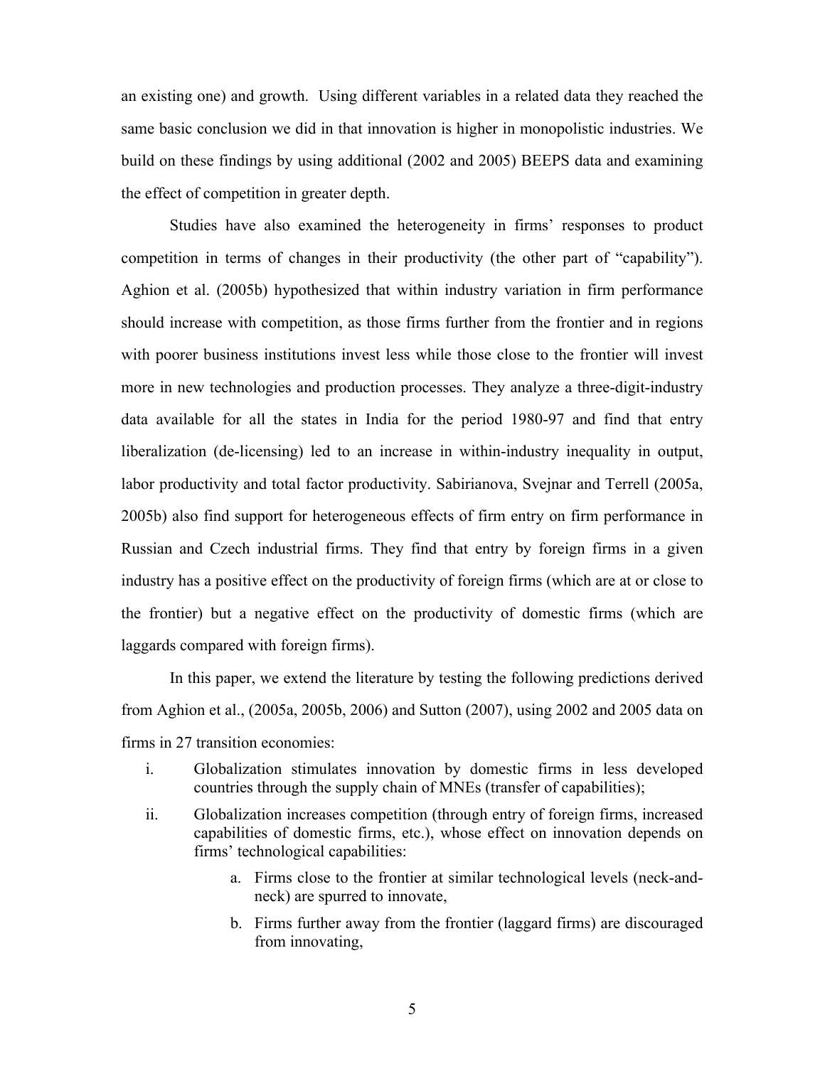an existing one) and growth. Using different variables in a related data they reached the same basic conclusion we did in that innovation is higher in monopolistic industries. We build on these findings by using additional (2002 and 2005) BEEPS data and examining the effect of competition in greater depth.

Studies have also examined the heterogeneity in firms' responses to product competition in terms of changes in their productivity (the other part of "capability"). Aghion et al. (2005b) hypothesized that within industry variation in firm performance should increase with competition, as those firms further from the frontier and in regions with poorer business institutions invest less while those close to the frontier will invest more in new technologies and production processes. They analyze a three-digit-industry data available for all the states in India for the period 1980-97 and find that entry liberalization (de-licensing) led to an increase in within-industry inequality in output, labor productivity and total factor productivity. Sabirianova, Svejnar and Terrell (2005a, 2005b) also find support for heterogeneous effects of firm entry on firm performance in Russian and Czech industrial firms. They find that entry by foreign firms in a given industry has a positive effect on the productivity of foreign firms (which are at or close to the frontier) but a negative effect on the productivity of domestic firms (which are laggards compared with foreign firms).

In this paper, we extend the literature by testing the following predictions derived from Aghion et al., (2005a, 2005b, 2006) and Sutton (2007), using 2002 and 2005 data on firms in 27 transition economies:

i. Globalization stimulates innovation by domestic firms in less developed countries through the supply chain of MNEs (transfer of capabilities);

ii. Globalization increases competition (through entry of foreign firms, increased capabilities of domestic firms, etc.), whose effect on innovation depends on firms' technological capabilities:

    a. Firms close to the frontier at similar technological levels (neck-and-neck) are spurred to innovate,

    b. Firms further away from the frontier (laggard firms) are discouraged from innovating,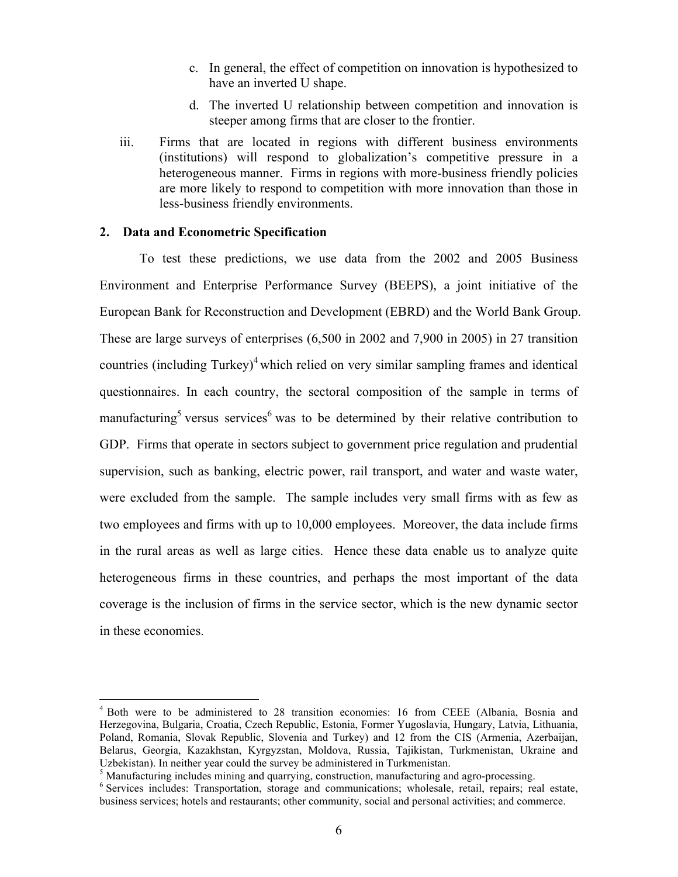c. In general, the effect of competition on innovation is hypothesized to have an inverted U shape.

d. The inverted U relationship between competition and innovation is steeper among firms that are closer to the frontier.

iii. Firms that are located in regions with different business environments (institutions) will respond to globalization's competitive pressure in a heterogeneous manner. Firms in regions with more-business friendly policies are more likely to respond to competition with more innovation than those in less-business friendly environments.

## 2. Data and Econometric Specification

To test these predictions, we use data from the 2002 and 2005 Business Environment and Enterprise Performance Survey (BEEPS), a joint initiative of the European Bank for Reconstruction and Development (EBRD) and the World Bank Group. These are large surveys of enterprises (6,500 in 2002 and 7,900 in 2005) in 27 transition countries (including Turkey)[4] which relied on very similar sampling frames and identical questionnaires. In each country, the sectoral composition of the sample in terms of manufacturing[5] versus services[6] was to be determined by their relative contribution to GDP. Firms that operate in sectors subject to government price regulation and prudential supervision, such as banking, electric power, rail transport, and water and waste water, were excluded from the sample. The sample includes very small firms with as few as two employees and firms with up to 10,000 employees. Moreover, the data include firms in the rural areas as well as large cities. Hence these data enable us to analyze quite heterogeneous firms in these countries, and perhaps the most important of the data coverage is the inclusion of firms in the service sector, which is the new dynamic sector in these economies.

---

[4] Both were to be administered to 28 transition economies: 16 from CEEE (Albania, Bosnia and Herzegovina, Bulgaria, Croatia, Czech Republic, Estonia, Former Yugoslavia, Hungary, Latvia, Lithuania, Poland, Romania, Slovak Republic, Slovenia and Turkey) and 12 from the CIS (Armenia, Azerbaijan, Belarus, Georgia, Kazakhstan, Kyrgyzstan, Moldova, Russia, Tajikistan, Turkmenistan, Ukraine and Uzbekistan). In neither year could the survey be administered in Turkmenistan.

[5] Manufacturing includes mining and quarrying, construction, manufacturing and agro-processing.

[6] Services includes: Transportation, storage and communications; wholesale, retail, repairs; real estate, business services; hotels and restaurants; other community, social and personal activities; and commerce.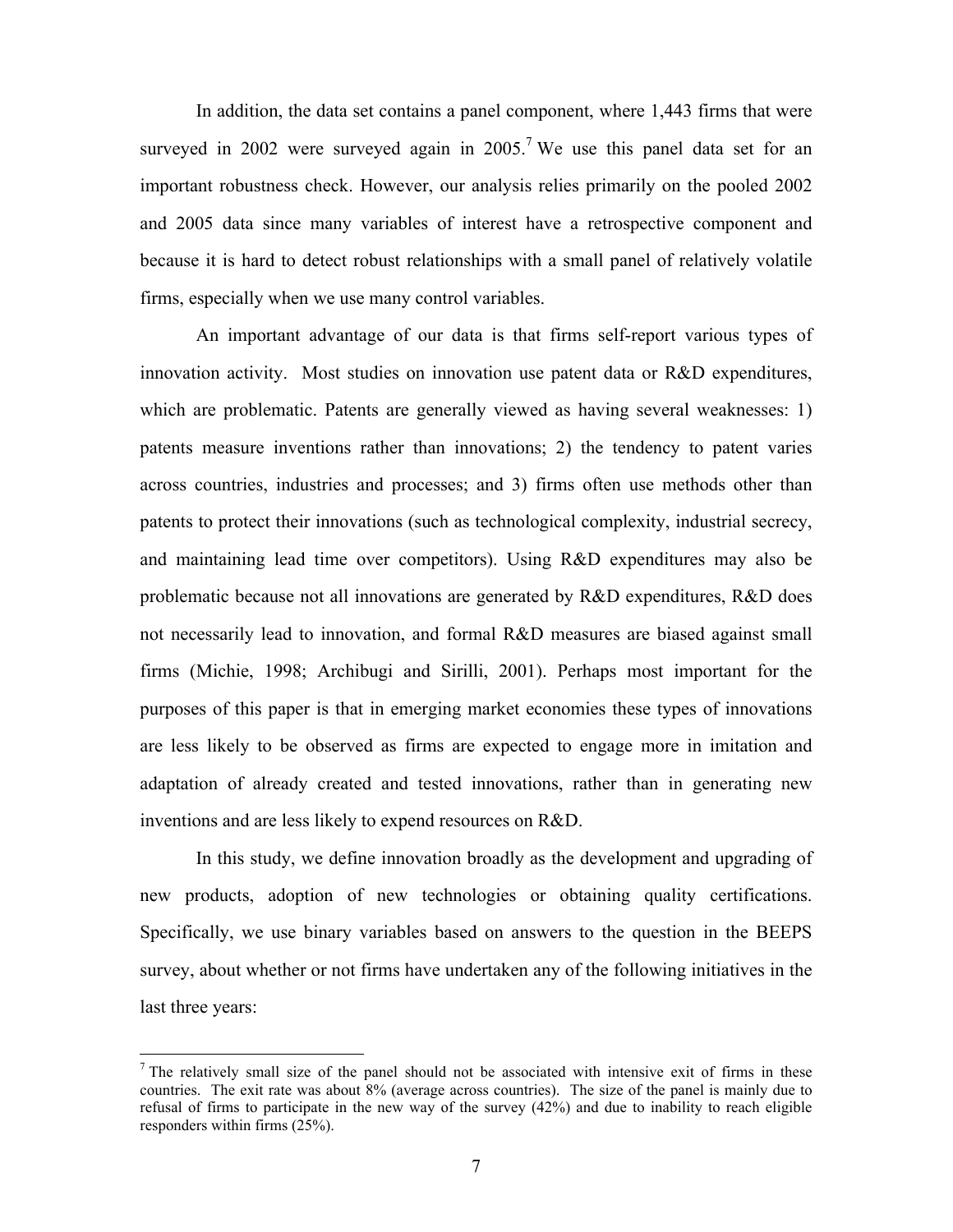In addition, the data set contains a panel component, where 1,443 firms that were surveyed in 2002 were surveyed again in 2005.[7] We use this panel data set for an important robustness check. However, our analysis relies primarily on the pooled 2002 and 2005 data since many variables of interest have a retrospective component and because it is hard to detect robust relationships with a small panel of relatively volatile firms, especially when we use many control variables.

An important advantage of our data is that firms self-report various types of innovation activity. Most studies on innovation use patent data or R&D expenditures, which are problematic. Patents are generally viewed as having several weaknesses: 1) patents measure inventions rather than innovations; 2) the tendency to patent varies across countries, industries and processes; and 3) firms often use methods other than patents to protect their innovations (such as technological complexity, industrial secrecy, and maintaining lead time over competitors). Using R&D expenditures may also be problematic because not all innovations are generated by R&D expenditures, R&D does not necessarily lead to innovation, and formal R&D measures are biased against small firms (Michie, 1998; Archibugi and Sirilli, 2001). Perhaps most important for the purposes of this paper is that in emerging market economies these types of innovations are less likely to be observed as firms are expected to engage more in imitation and adaptation of already created and tested innovations, rather than in generating new inventions and are less likely to expend resources on R&D.

In this study, we define innovation broadly as the development and upgrading of new products, adoption of new technologies or obtaining quality certifications. Specifically, we use binary variables based on answers to the question in the BEEPS survey, about whether or not firms have undertaken any of the following initiatives in the last three years:

---

[7] The relatively small size of the panel should not be associated with intensive exit of firms in these countries. The exit rate was about 8% (average across countries). The size of the panel is mainly due to refusal of firms to participate in the new way of the survey (42%) and due to inability to reach eligible responders within firms (25%).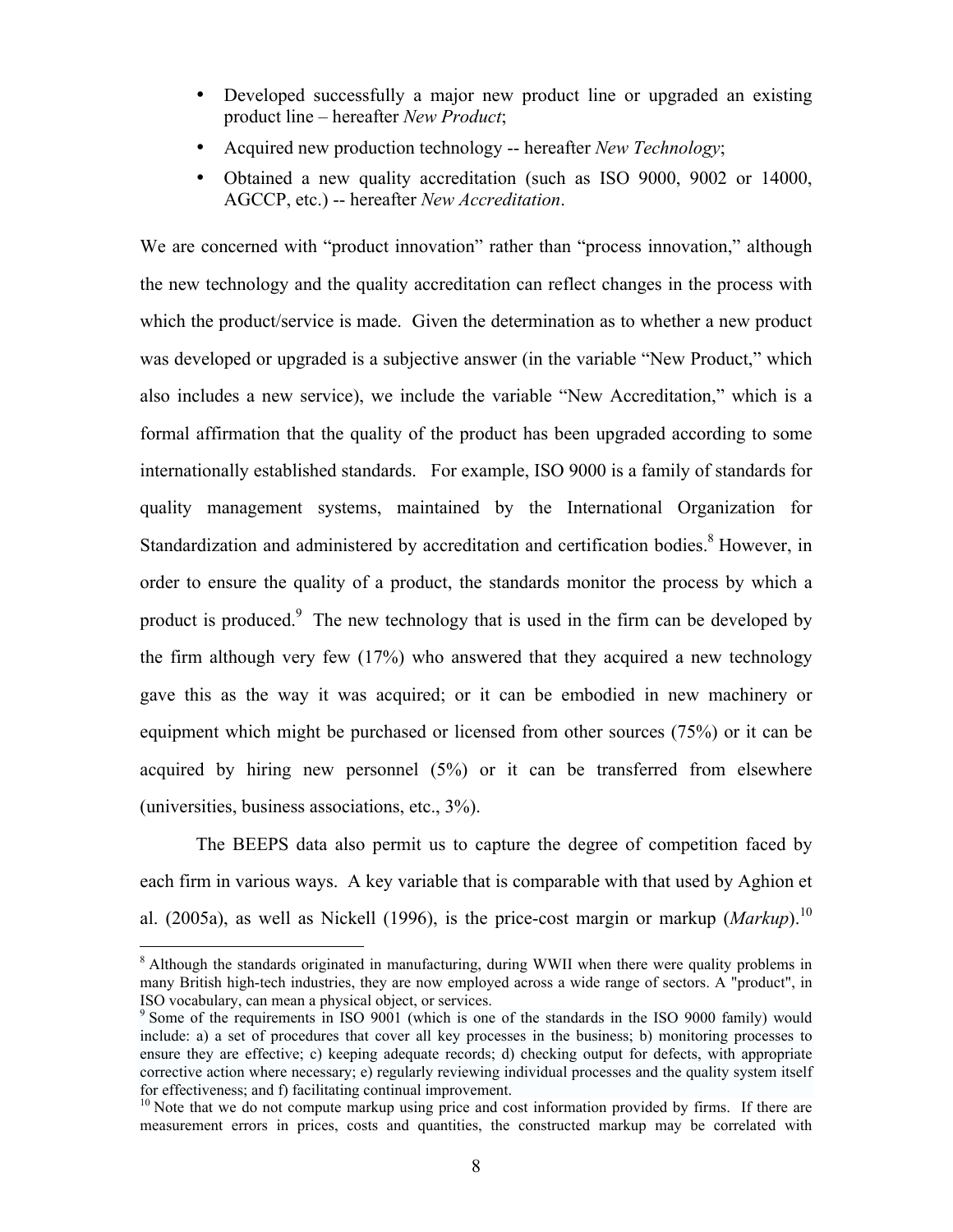- Developed successfully a major new product line or upgraded an existing product line – hereafter *New Product*;
- Acquired new production technology -- hereafter *New Technology*;
- Obtained a new quality accreditation (such as ISO 9000, 9002 or 14000, AGCCP, etc.) -- hereafter *New Accreditation*.

We are concerned with "product innovation" rather than "process innovation," although the new technology and the quality accreditation can reflect changes in the process with which the product/service is made. Given the determination as to whether a new product was developed or upgraded is a subjective answer (in the variable "New Product," which also includes a new service), we include the variable "New Accreditation," which is a formal affirmation that the quality of the product has been upgraded according to some internationally established standards. For example, ISO 9000 is a family of standards for quality management systems, maintained by the International Organization for Standardization and administered by accreditation and certification bodies.[8] However, in order to ensure the quality of a product, the standards monitor the process by which a product is produced.[9] The new technology that is used in the firm can be developed by the firm although very few (17%) who answered that they acquired a new technology gave this as the way it was acquired; or it can be embodied in new machinery or equipment which might be purchased or licensed from other sources (75%) or it can be acquired by hiring new personnel (5%) or it can be transferred from elsewhere (universities, business associations, etc., 3%).

The BEEPS data also permit us to capture the degree of competition faced by each firm in various ways. A key variable that is comparable with that used by Aghion et al. (2005a), as well as Nickell (1996), is the price-cost margin or markup (*Markup*).[10]

---

[8] Although the standards originated in manufacturing, during WWII when there were quality problems in many British high-tech industries, they are now employed across a wide range of sectors. A "product", in ISO vocabulary, can mean a physical object, or services.

[9] Some of the requirements in ISO 9001 (which is one of the standards in the ISO 9000 family) would include: a) a set of procedures that cover all key processes in the business; b) monitoring processes to ensure they are effective; c) keeping adequate records; d) checking output for defects, with appropriate corrective action where necessary; e) regularly reviewing individual processes and the quality system itself for effectiveness; and f) facilitating continual improvement.

[10] Note that we do not compute markup using price and cost information provided by firms. If there are measurement errors in prices, costs and quantities, the constructed markup may be correlated with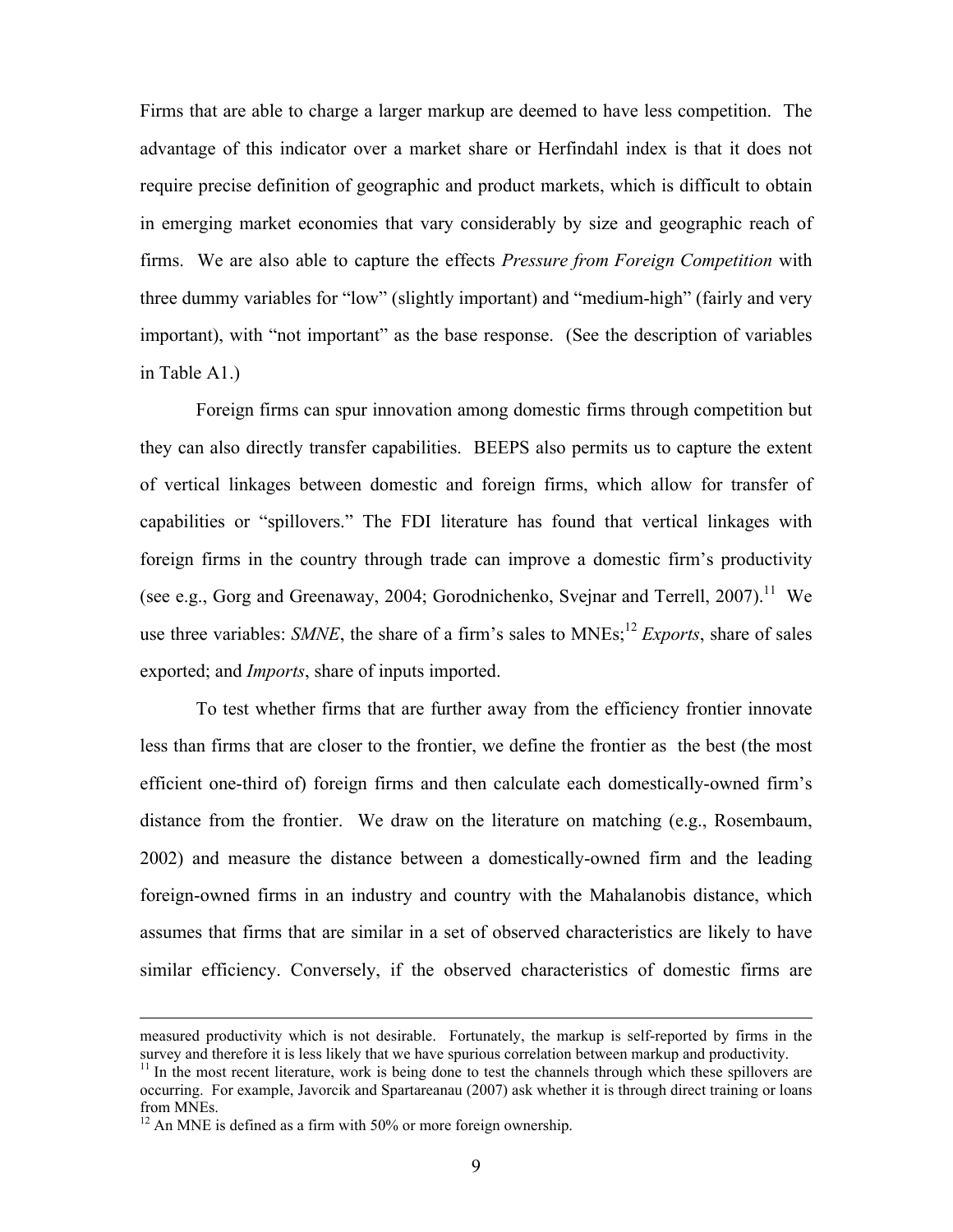Firms that are able to charge a larger markup are deemed to have less competition. The advantage of this indicator over a market share or Herfindahl index is that it does not require precise definition of geographic and product markets, which is difficult to obtain in emerging market economies that vary considerably by size and geographic reach of firms. We are also able to capture the effects *Pressure from Foreign Competition* with three dummy variables for "low" (slightly important) and "medium-high" (fairly and very important), with "not important" as the base response. (See the description of variables in Table A1.)

Foreign firms can spur innovation among domestic firms through competition but they can also directly transfer capabilities. BEEPS also permits us to capture the extent of vertical linkages between domestic and foreign firms, which allow for transfer of capabilities or "spillovers." The FDI literature has found that vertical linkages with foreign firms in the country through trade can improve a domestic firm's productivity (see e.g., Gorg and Greenaway, 2004; Gorodnichenko, Svejnar and Terrell, 2007).[11] We use three variables: *SMNE*, the share of a firm's sales to MNEs;[12] *Exports*, share of sales exported; and *Imports*, share of inputs imported.

To test whether firms that are further away from the efficiency frontier innovate less than firms that are closer to the frontier, we define the frontier as the best (the most efficient one-third of) foreign firms and then calculate each domestically-owned firm's distance from the frontier. We draw on the literature on matching (e.g., Rosembaum, 2002) and measure the distance between a domestically-owned firm and the leading foreign-owned firms in an industry and country with the Mahalanobis distance, which assumes that firms that are similar in a set of observed characteristics are likely to have similar efficiency. Conversely, if the observed characteristics of domestic firms are

---

measured productivity which is not desirable. Fortunately, the markup is self-reported by firms in the survey and therefore it is less likely that we have spurious correlation between markup and productivity.

[11] In the most recent literature, work is being done to test the channels through which these spillovers are occurring. For example, Javorcik and Spartareanau (2007) ask whether it is through direct training or loans from MNEs.

[12] An MNE is defined as a firm with 50% or more foreign ownership.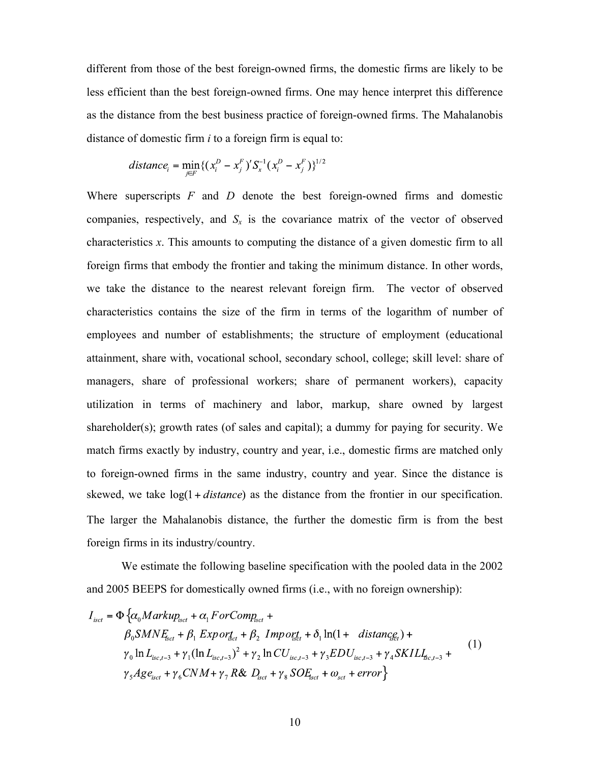different from those of the best foreign-owned firms, the domestic firms are likely to be less efficient than the best foreign-owned firms. One may hence interpret this difference as the distance from the best business practice of foreign-owned firms. The Mahalanobis distance of domestic firm *i* to a foreign firm is equal to:

$$distance_i = \min_{j \in F} \{(x_i^D - x_j^F)' S_x^{-1} (x_i^D - x_j^F)\}^{1/2}$$

Where superscripts *F* and *D* denote the best foreign-owned firms and domestic companies, respectively, and $S_x$ is the covariance matrix of the vector of observed characteristics *x*. This amounts to computing the distance of a given domestic firm to all foreign firms that embody the frontier and taking the minimum distance. In other words, we take the distance to the nearest relevant foreign firm. The vector of observed characteristics contains the size of the firm in terms of the logarithm of number of employees and number of establishments; the structure of employment (educational attainment, share with, vocational school, secondary school, college; skill level: share of managers, share of professional workers; share of permanent workers), capacity utilization in terms of machinery and labor, markup, share owned by largest shareholder(s); growth rates (of sales and capital); a dummy for paying for security. We match firms exactly by industry, country and year, i.e., domestic firms are matched only to foreign-owned firms in the same industry, country and year. Since the distance is skewed, we take $\log(1 + distance)$ as the distance from the frontier in our specification. The larger the Mahalanobis distance, the further the domestic firm is from the best foreign firms in its industry/country.

We estimate the following baseline specification with the pooled data in the 2002 and 2005 BEEPS for domestically owned firms (i.e., with no foreign ownership):

$$\begin{aligned} I_{isct} = \Phi \{ & \alpha_0 Markup_{isct} + \alpha_1 ForComp_{isct} + \\ & \beta_0 SMNE_{isct} + \beta_1 Export_{isct} + \beta_2 Import_{isct} + \delta_1 \ln(1 + distance_{isct}) + \\ & \gamma_0 \ln L_{isc,t-3} + \gamma_1 (\ln L_{isc,t-3})^2 + \gamma_2 \ln CU_{isc,t-3} + \gamma_3 EDU_{isc,t-3} + \gamma_4 SKILL_{isc,t-3} + \\ & \gamma_5 Age_{isct} + \gamma_6 CNM + \gamma_7 R\&D_{isct} + \gamma_8 SOE_{isct} + \omega_{sct} + error \} \end{aligned} \tag{1}$$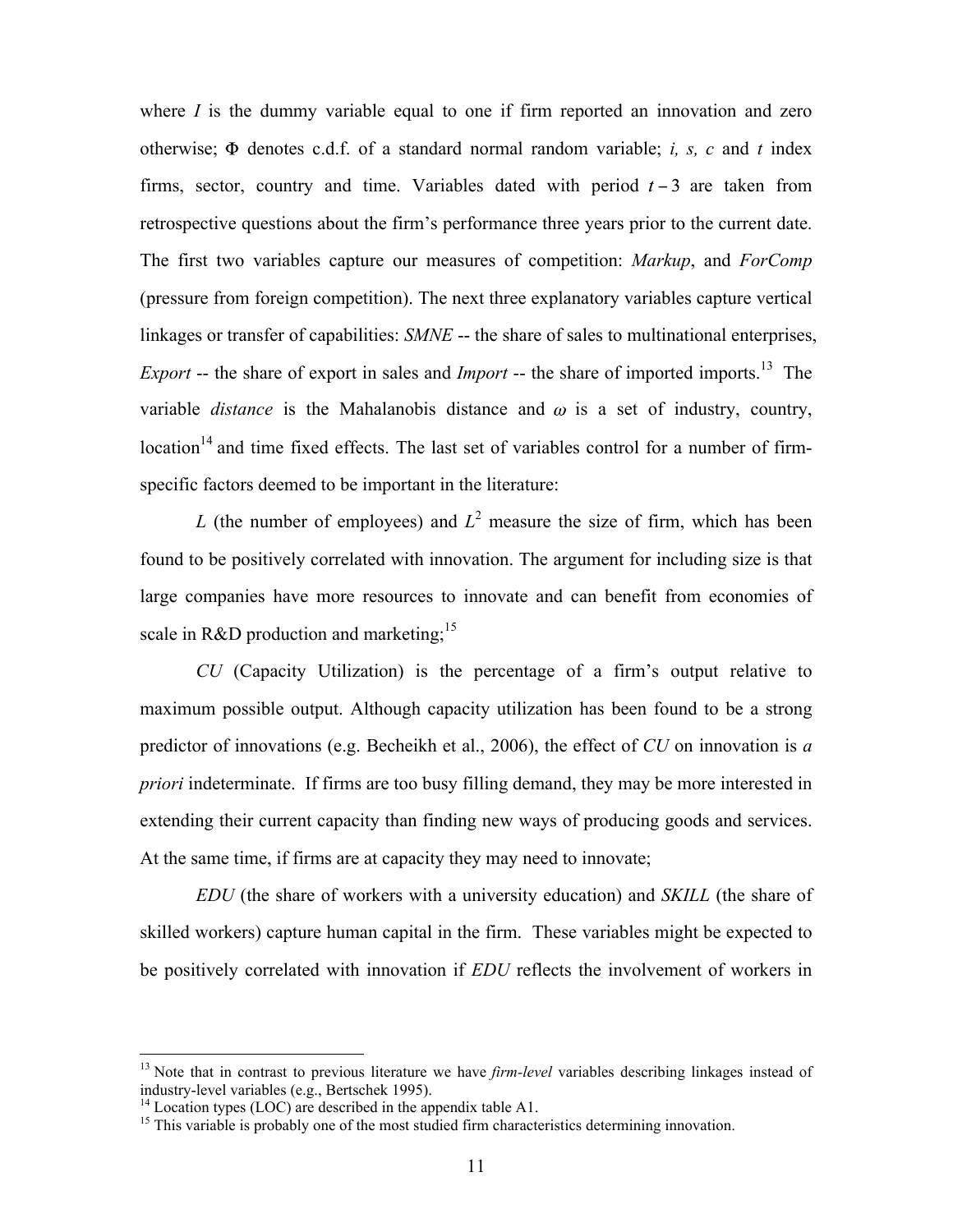where $I$ is the dummy variable equal to one if firm reported an innovation and zero otherwise; $\Phi$ denotes c.d.f. of a standard normal random variable; *i, s, c* and *t* index firms, sector, country and time. Variables dated with period $t-3$ are taken from retrospective questions about the firm's performance three years prior to the current date. The first two variables capture our measures of competition: *Markup*, and *ForComp* (pressure from foreign competition). The next three explanatory variables capture vertical linkages or transfer of capabilities: *SMNE* -- the share of sales to multinational enterprises, *Export* -- the share of export in sales and *Import* -- the share of imported imports.[13] The variable *distance* is the Mahalanobis distance and $\omega$ is a set of industry, country, location[14] and time fixed effects. The last set of variables control for a number of firm-specific factors deemed to be important in the literature:

$L$ (the number of employees) and $L^2$ measure the size of firm, which has been found to be positively correlated with innovation. The argument for including size is that large companies have more resources to innovate and can benefit from economies of scale in R&D production and marketing;[15]

*CU* (Capacity Utilization) is the percentage of a firm's output relative to maximum possible output. Although capacity utilization has been found to be a strong predictor of innovations (e.g. Becheikh et al., 2006), the effect of *CU* on innovation is *a priori* indeterminate. If firms are too busy filling demand, they may be more interested in extending their current capacity than finding new ways of producing goods and services. At the same time, if firms are at capacity they may need to innovate;

*EDU* (the share of workers with a university education) and *SKILL* (the share of skilled workers) capture human capital in the firm. These variables might be expected to be positively correlated with innovation if *EDU* reflects the involvement of workers in

---

[13] Note that in contrast to previous literature we have *firm-level* variables describing linkages instead of industry-level variables (e.g., Bertschek 1995).

[14] Location types (LOC) are described in the appendix table A1.

[15] This variable is probably one of the most studied firm characteristics determining innovation.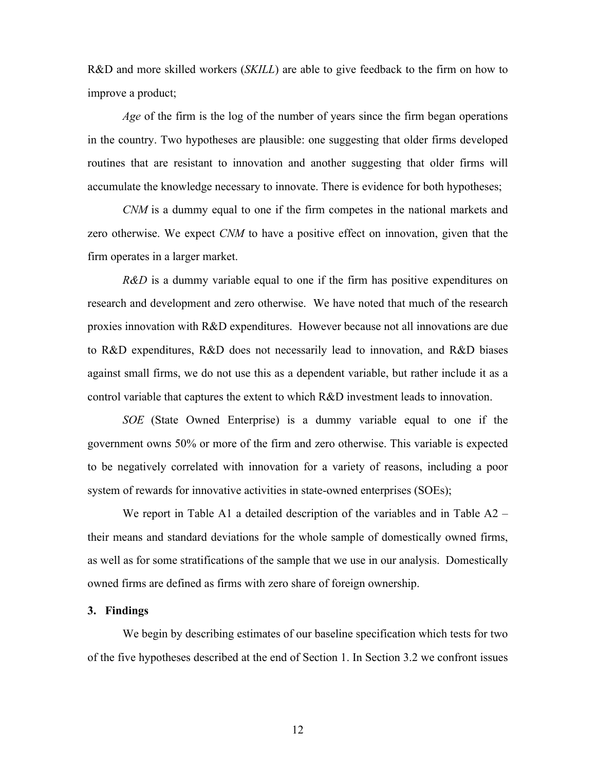R&D and more skilled workers (*SKILL*) are able to give feedback to the firm on how to improve a product;

*Age* of the firm is the log of the number of years since the firm began operations in the country. Two hypotheses are plausible: one suggesting that older firms developed routines that are resistant to innovation and another suggesting that older firms will accumulate the knowledge necessary to innovate. There is evidence for both hypotheses;

*CNM* is a dummy equal to one if the firm competes in the national markets and zero otherwise. We expect *CNM* to have a positive effect on innovation, given that the firm operates in a larger market.

*R&D* is a dummy variable equal to one if the firm has positive expenditures on research and development and zero otherwise. We have noted that much of the research proxies innovation with R&D expenditures. However because not all innovations are due to R&D expenditures, R&D does not necessarily lead to innovation, and R&D biases against small firms, we do not use this as a dependent variable, but rather include it as a control variable that captures the extent to which R&D investment leads to innovation.

*SOE* (State Owned Enterprise) is a dummy variable equal to one if the government owns 50% or more of the firm and zero otherwise. This variable is expected to be negatively correlated with innovation for a variety of reasons, including a poor system of rewards for innovative activities in state-owned enterprises (SOEs);

We report in Table A1 a detailed description of the variables and in Table A2 – their means and standard deviations for the whole sample of domestically owned firms, as well as for some stratifications of the sample that we use in our analysis. Domestically owned firms are defined as firms with zero share of foreign ownership.

## 3. Findings

We begin by describing estimates of our baseline specification which tests for two of the five hypotheses described at the end of Section 1. In Section 3.2 we confront issues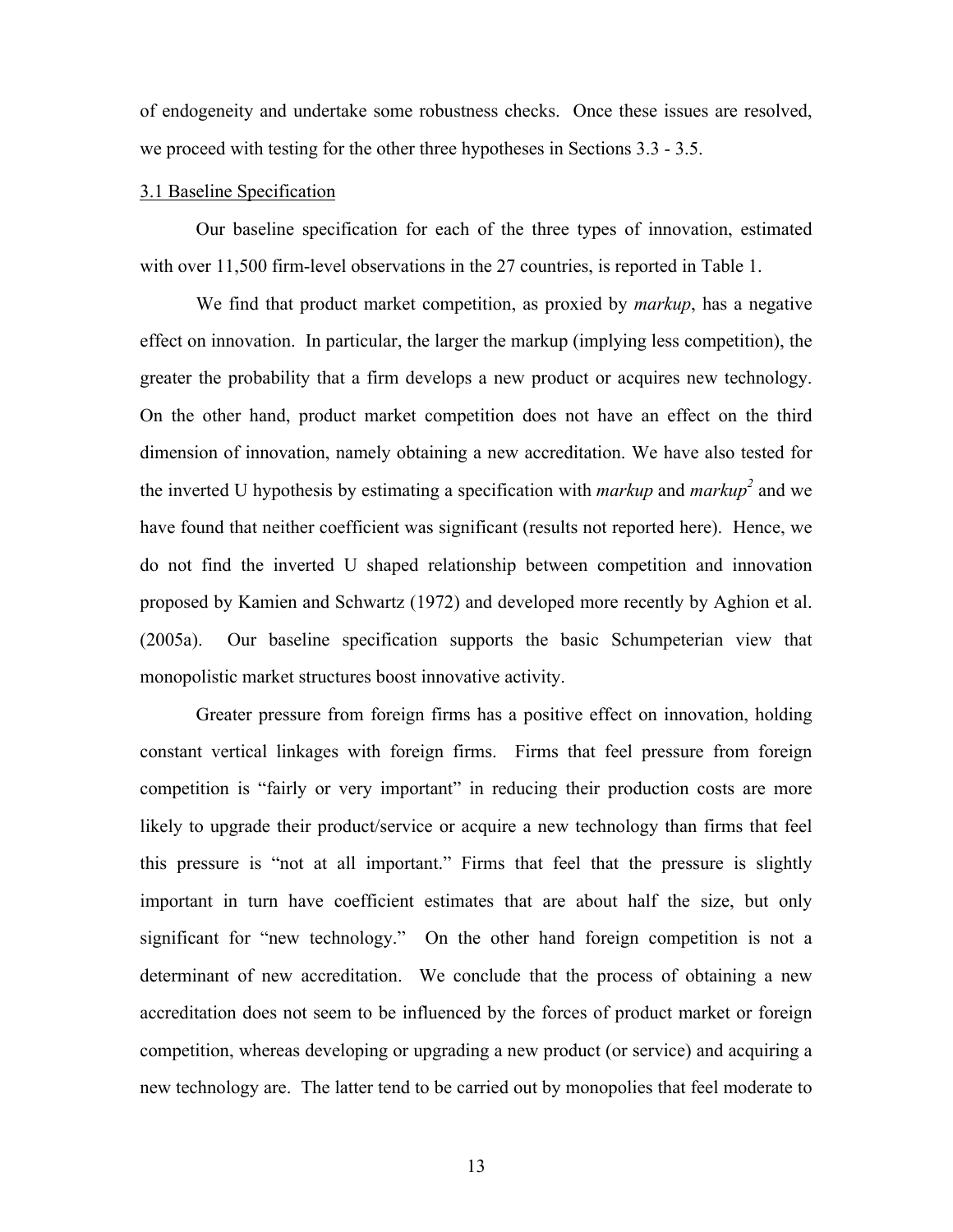of endogeneity and undertake some robustness checks. Once these issues are resolved, we proceed with testing for the other three hypotheses in Sections 3.3 - 3.5.

## 3.1 Baseline Specification

Our baseline specification for each of the three types of innovation, estimated with over 11,500 firm-level observations in the 27 countries, is reported in Table 1.

We find that product market competition, as proxied by *markup*, has a negative effect on innovation. In particular, the larger the markup (implying less competition), the greater the probability that a firm develops a new product or acquires new technology. On the other hand, product market competition does not have an effect on the third dimension of innovation, namely obtaining a new accreditation. We have also tested for the inverted U hypothesis by estimating a specification with *markup* and *markup*$^2$ and we have found that neither coefficient was significant (results not reported here). Hence, we do not find the inverted U shaped relationship between competition and innovation proposed by Kamien and Schwartz (1972) and developed more recently by Aghion et al. (2005a). Our baseline specification supports the basic Schumpeterian view that monopolistic market structures boost innovative activity.

Greater pressure from foreign firms has a positive effect on innovation, holding constant vertical linkages with foreign firms. Firms that feel pressure from foreign competition is "fairly or very important" in reducing their production costs are more likely to upgrade their product/service or acquire a new technology than firms that feel this pressure is "not at all important." Firms that feel that the pressure is slightly important in turn have coefficient estimates that are about half the size, but only significant for "new technology." On the other hand foreign competition is not a determinant of new accreditation. We conclude that the process of obtaining a new accreditation does not seem to be influenced by the forces of product market or foreign competition, whereas developing or upgrading a new product (or service) and acquiring a new technology are. The latter tend to be carried out by monopolies that feel moderate to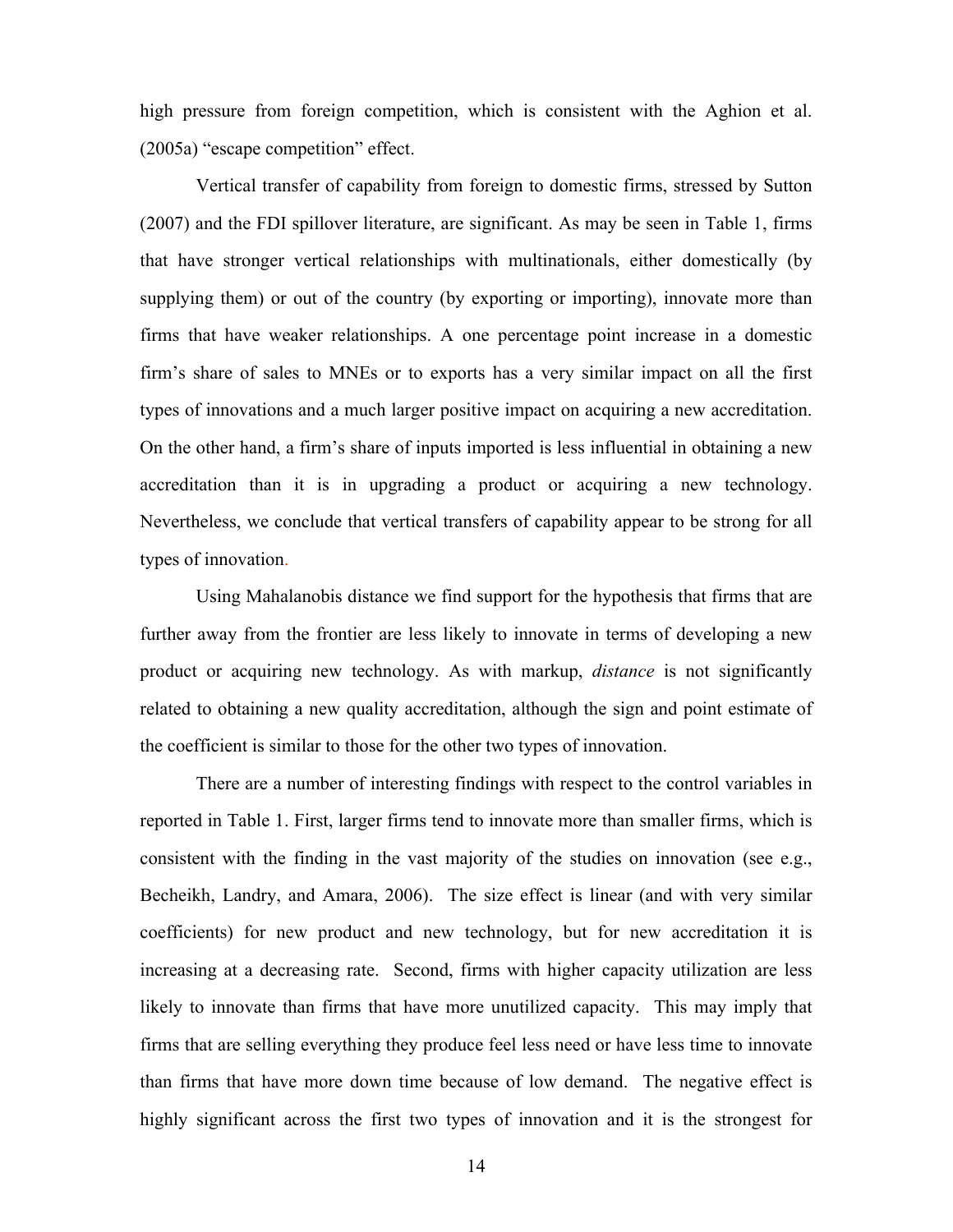high pressure from foreign competition, which is consistent with the Aghion et al. (2005a) "escape competition" effect.

Vertical transfer of capability from foreign to domestic firms, stressed by Sutton (2007) and the FDI spillover literature, are significant. As may be seen in Table 1, firms that have stronger vertical relationships with multinationals, either domestically (by supplying them) or out of the country (by exporting or importing), innovate more than firms that have weaker relationships. A one percentage point increase in a domestic firm's share of sales to MNEs or to exports has a very similar impact on all the first types of innovations and a much larger positive impact on acquiring a new accreditation. On the other hand, a firm's share of inputs imported is less influential in obtaining a new accreditation than it is in upgrading a product or acquiring a new technology. Nevertheless, we conclude that vertical transfers of capability appear to be strong for all types of innovation.

Using Mahalanobis distance we find support for the hypothesis that firms that are further away from the frontier are less likely to innovate in terms of developing a new product or acquiring new technology. As with markup, *distance* is not significantly related to obtaining a new quality accreditation, although the sign and point estimate of the coefficient is similar to those for the other two types of innovation.

There are a number of interesting findings with respect to the control variables in reported in Table 1. First, larger firms tend to innovate more than smaller firms, which is consistent with the finding in the vast majority of the studies on innovation (see e.g., Becheikh, Landry, and Amara, 2006). The size effect is linear (and with very similar coefficients) for new product and new technology, but for new accreditation it is increasing at a decreasing rate. Second, firms with higher capacity utilization are less likely to innovate than firms that have more unutilized capacity. This may imply that firms that are selling everything they produce feel less need or have less time to innovate than firms that have more down time because of low demand. The negative effect is highly significant across the first two types of innovation and it is the strongest for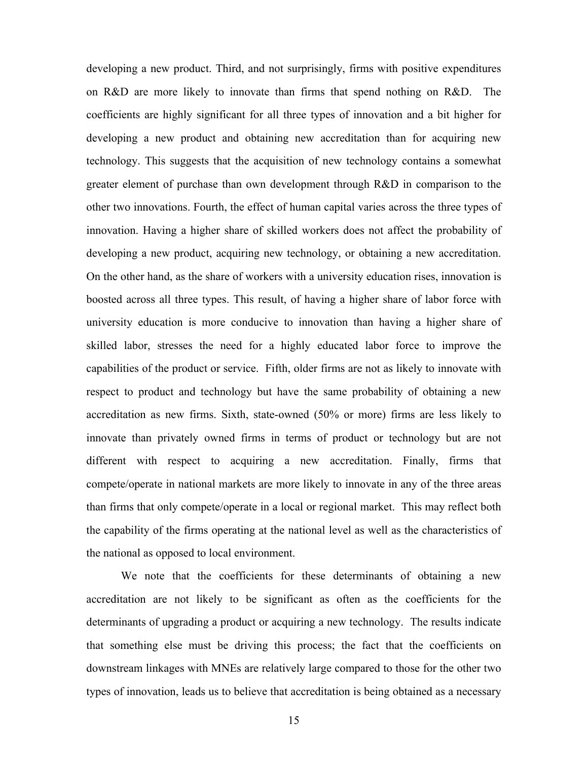developing a new product. Third, and not surprisingly, firms with positive expenditures on R&D are more likely to innovate than firms that spend nothing on R&D. The coefficients are highly significant for all three types of innovation and a bit higher for developing a new product and obtaining new accreditation than for acquiring new technology. This suggests that the acquisition of new technology contains a somewhat greater element of purchase than own development through R&D in comparison to the other two innovations. Fourth, the effect of human capital varies across the three types of innovation. Having a higher share of skilled workers does not affect the probability of developing a new product, acquiring new technology, or obtaining a new accreditation. On the other hand, as the share of workers with a university education rises, innovation is boosted across all three types. This result, of having a higher share of labor force with university education is more conducive to innovation than having a higher share of skilled labor, stresses the need for a highly educated labor force to improve the capabilities of the product or service. Fifth, older firms are not as likely to innovate with respect to product and technology but have the same probability of obtaining a new accreditation as new firms. Sixth, state-owned (50% or more) firms are less likely to innovate than privately owned firms in terms of product or technology but are not different with respect to acquiring a new accreditation. Finally, firms that compete/operate in national markets are more likely to innovate in any of the three areas than firms that only compete/operate in a local or regional market. This may reflect both the capability of the firms operating at the national level as well as the characteristics of the national as opposed to local environment.

We note that the coefficients for these determinants of obtaining a new accreditation are not likely to be significant as often as the coefficients for the determinants of upgrading a product or acquiring a new technology. The results indicate that something else must be driving this process; the fact that the coefficients on downstream linkages with MNEs are relatively large compared to those for the other two types of innovation, leads us to believe that accreditation is being obtained as a necessary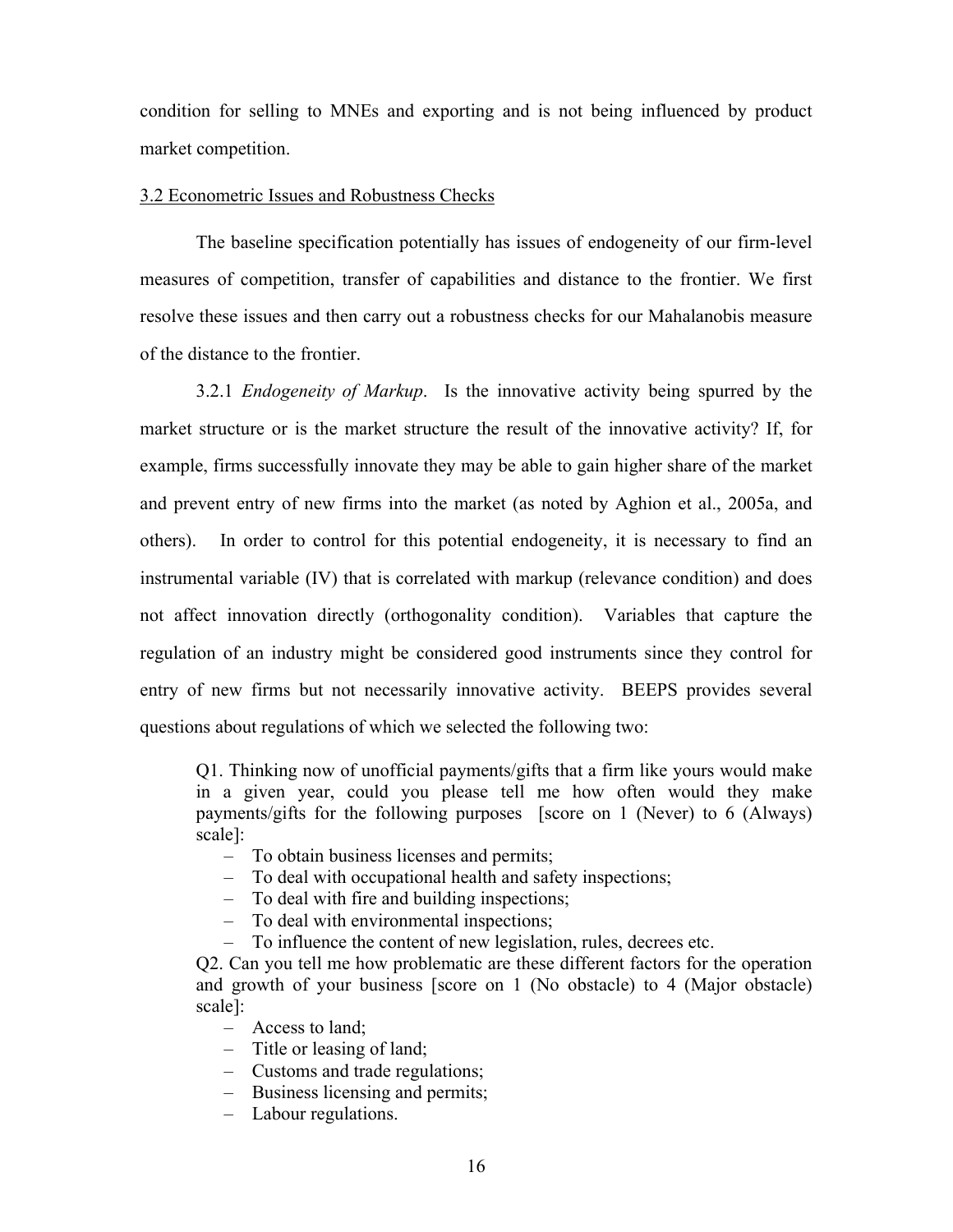condition for selling to MNEs and exporting and is not being influenced by product market competition.

### 3.2 Econometric Issues and Robustness Checks

The baseline specification potentially has issues of endogeneity of our firm-level measures of competition, transfer of capabilities and distance to the frontier. We first resolve these issues and then carry out a robustness checks for our Mahalanobis measure of the distance to the frontier.

3.2.1 *Endogeneity of Markup*. Is the innovative activity being spurred by the market structure or is the market structure the result of the innovative activity? If, for example, firms successfully innovate they may be able to gain higher share of the market and prevent entry of new firms into the market (as noted by Aghion et al., 2005a, and others). In order to control for this potential endogeneity, it is necessary to find an instrumental variable (IV) that is correlated with markup (relevance condition) and does not affect innovation directly (orthogonality condition). Variables that capture the regulation of an industry might be considered good instruments since they control for entry of new firms but not necessarily innovative activity. BEEPS provides several questions about regulations of which we selected the following two:

> Q1. Thinking now of unofficial payments/gifts that a firm like yours would make in a given year, could you please tell me how often would they make payments/gifts for the following purposes [score on 1 (Never) to 6 (Always) scale]:
>
> - To obtain business licenses and permits;
> - To deal with occupational health and safety inspections;
> - To deal with fire and building inspections;
> - To deal with environmental inspections;
> - To influence the content of new legislation, rules, decrees etc.
>
> Q2. Can you tell me how problematic are these different factors for the operation and growth of your business [score on 1 (No obstacle) to 4 (Major obstacle) scale]:
>
> - Access to land;
> - Title or leasing of land;
> - Customs and trade regulations;
> - Business licensing and permits;
> - Labour regulations.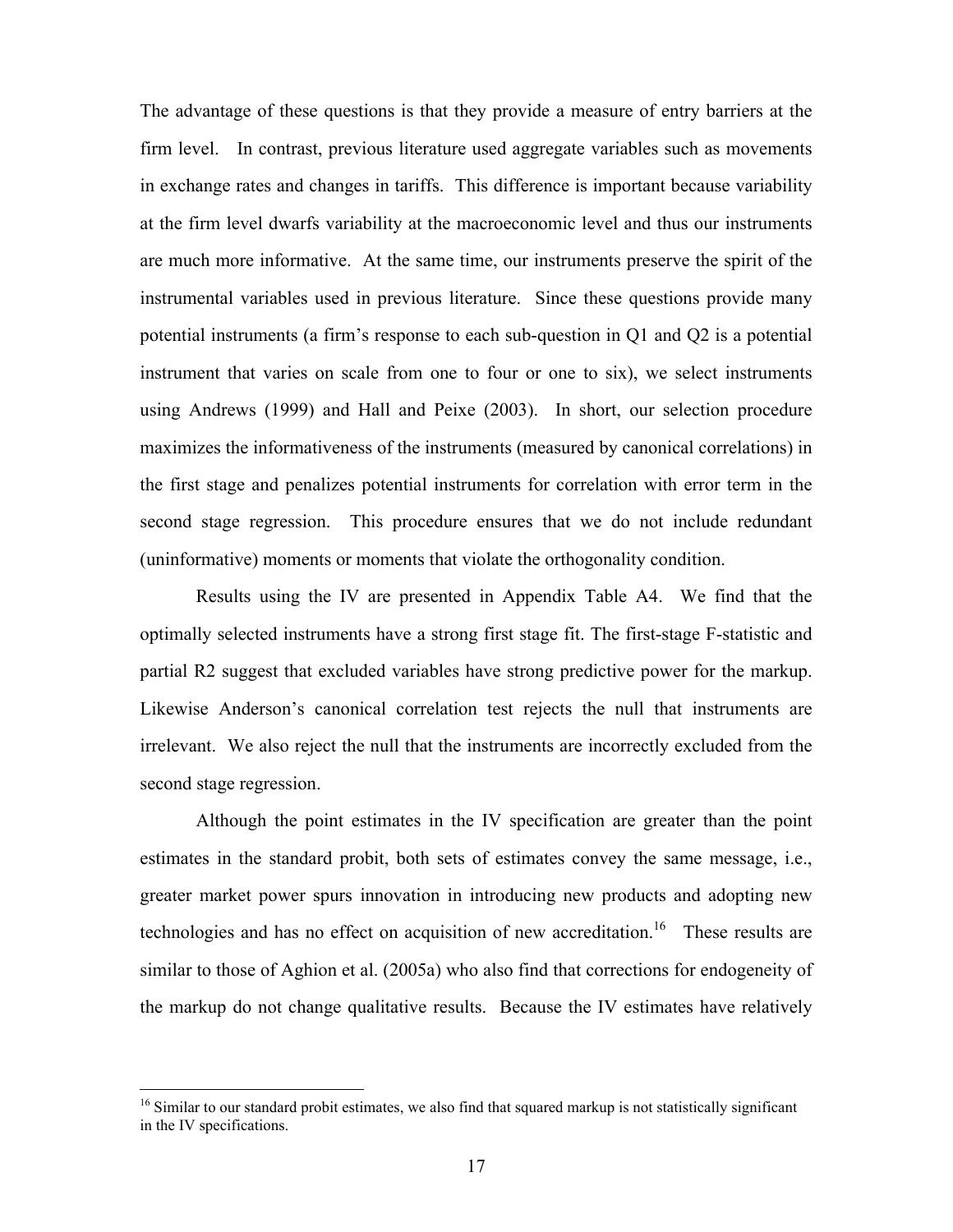The advantage of these questions is that they provide a measure of entry barriers at the firm level. In contrast, previous literature used aggregate variables such as movements in exchange rates and changes in tariffs. This difference is important because variability at the firm level dwarfs variability at the macroeconomic level and thus our instruments are much more informative. At the same time, our instruments preserve the spirit of the instrumental variables used in previous literature. Since these questions provide many potential instruments (a firm's response to each sub-question in Q1 and Q2 is a potential instrument that varies on scale from one to four or one to six), we select instruments using Andrews (1999) and Hall and Peixe (2003). In short, our selection procedure maximizes the informativeness of the instruments (measured by canonical correlations) in the first stage and penalizes potential instruments for correlation with error term in the second stage regression. This procedure ensures that we do not include redundant (uninformative) moments or moments that violate the orthogonality condition.

Results using the IV are presented in Appendix Table A4. We find that the optimally selected instruments have a strong first stage fit. The first-stage F-statistic and partial R2 suggest that excluded variables have strong predictive power for the markup. Likewise Anderson's canonical correlation test rejects the null that instruments are irrelevant. We also reject the null that the instruments are incorrectly excluded from the second stage regression.

Although the point estimates in the IV specification are greater than the point estimates in the standard probit, both sets of estimates convey the same message, i.e., greater market power spurs innovation in introducing new products and adopting new technologies and has no effect on acquisition of new accreditation.[16] These results are similar to those of Aghion et al. (2005a) who also find that corrections for endogeneity of the markup do not change qualitative results. Because the IV estimates have relatively

[16] Similar to our standard probit estimates, we also find that squared markup is not statistically significant in the IV specifications.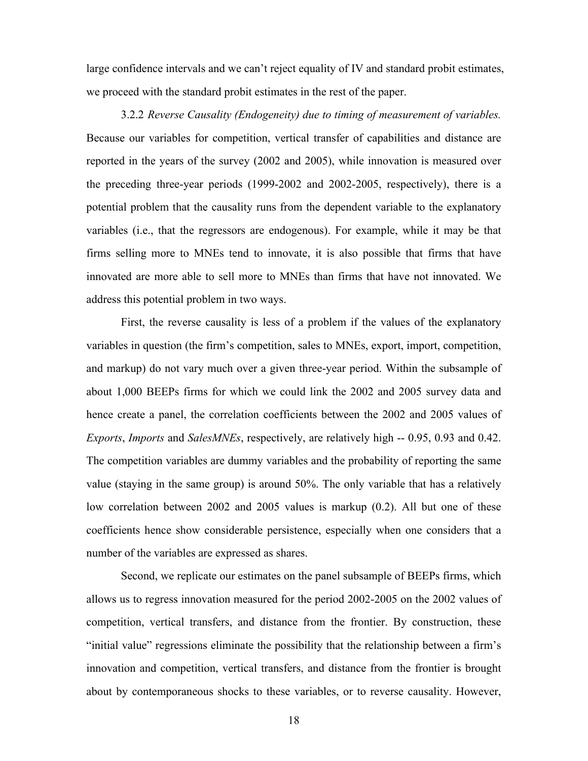large confidence intervals and we can't reject equality of IV and standard probit estimates, we proceed with the standard probit estimates in the rest of the paper.

3.2.2 *Reverse Causality (Endogeneity) due to timing of measurement of variables.* Because our variables for competition, vertical transfer of capabilities and distance are reported in the years of the survey (2002 and 2005), while innovation is measured over the preceding three-year periods (1999-2002 and 2002-2005, respectively), there is a potential problem that the causality runs from the dependent variable to the explanatory variables (i.e., that the regressors are endogenous). For example, while it may be that firms selling more to MNEs tend to innovate, it is also possible that firms that have innovated are more able to sell more to MNEs than firms that have not innovated. We address this potential problem in two ways.

First, the reverse causality is less of a problem if the values of the explanatory variables in question (the firm's competition, sales to MNEs, export, import, competition, and markup) do not vary much over a given three-year period. Within the subsample of about 1,000 BEEPs firms for which we could link the 2002 and 2005 survey data and hence create a panel, the correlation coefficients between the 2002 and 2005 values of *Exports*, *Imports* and *SalesMNEs*, respectively, are relatively high -- 0.95, 0.93 and 0.42. The competition variables are dummy variables and the probability of reporting the same value (staying in the same group) is around 50%. The only variable that has a relatively low correlation between 2002 and 2005 values is markup (0.2). All but one of these coefficients hence show considerable persistence, especially when one considers that a number of the variables are expressed as shares.

Second, we replicate our estimates on the panel subsample of BEEPs firms, which allows us to regress innovation measured for the period 2002-2005 on the 2002 values of competition, vertical transfers, and distance from the frontier. By construction, these "initial value" regressions eliminate the possibility that the relationship between a firm's innovation and competition, vertical transfers, and distance from the frontier is brought about by contemporaneous shocks to these variables, or to reverse causality. However,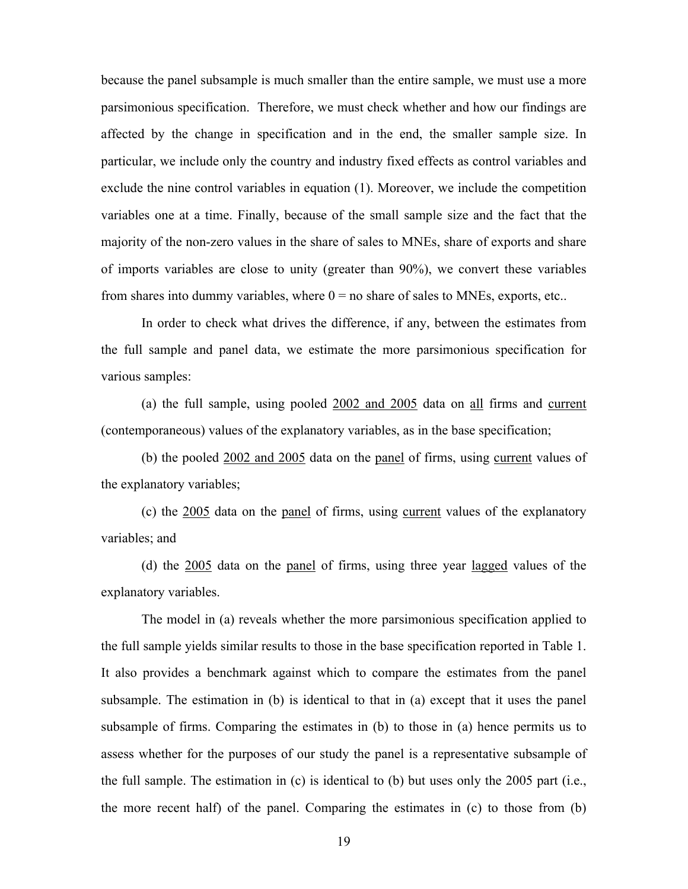because the panel subsample is much smaller than the entire sample, we must use a more parsimonious specification. Therefore, we must check whether and how our findings are affected by the change in specification and in the end, the smaller sample size. In particular, we include only the country and industry fixed effects as control variables and exclude the nine control variables in equation (1). Moreover, we include the competition variables one at a time. Finally, because of the small sample size and the fact that the majority of the non-zero values in the share of sales to MNEs, share of exports and share of imports variables are close to unity (greater than 90%), we convert these variables from shares into dummy variables, where 0 = no share of sales to MNEs, exports, etc..

In order to check what drives the difference, if any, between the estimates from the full sample and panel data, we estimate the more parsimonious specification for various samples:

(a) the full sample, using pooled <u>2002 and 2005</u> data on <u>all</u> firms and <u>current</u> (contemporaneous) values of the explanatory variables, as in the base specification;

(b) the pooled <u>2002 and 2005</u> data on the <u>panel</u> of firms, using <u>current</u> values of the explanatory variables;

(c) the <u>2005</u> data on the <u>panel</u> of firms, using <u>current</u> values of the explanatory variables; and

(d) the <u>2005</u> data on the <u>panel</u> of firms, using three year <u>lagged</u> values of the explanatory variables.

The model in (a) reveals whether the more parsimonious specification applied to the full sample yields similar results to those in the base specification reported in Table 1. It also provides a benchmark against which to compare the estimates from the panel subsample. The estimation in (b) is identical to that in (a) except that it uses the panel subsample of firms. Comparing the estimates in (b) to those in (a) hence permits us to assess whether for the purposes of our study the panel is a representative subsample of the full sample. The estimation in (c) is identical to (b) but uses only the 2005 part (i.e., the more recent half) of the panel. Comparing the estimates in (c) to those from (b)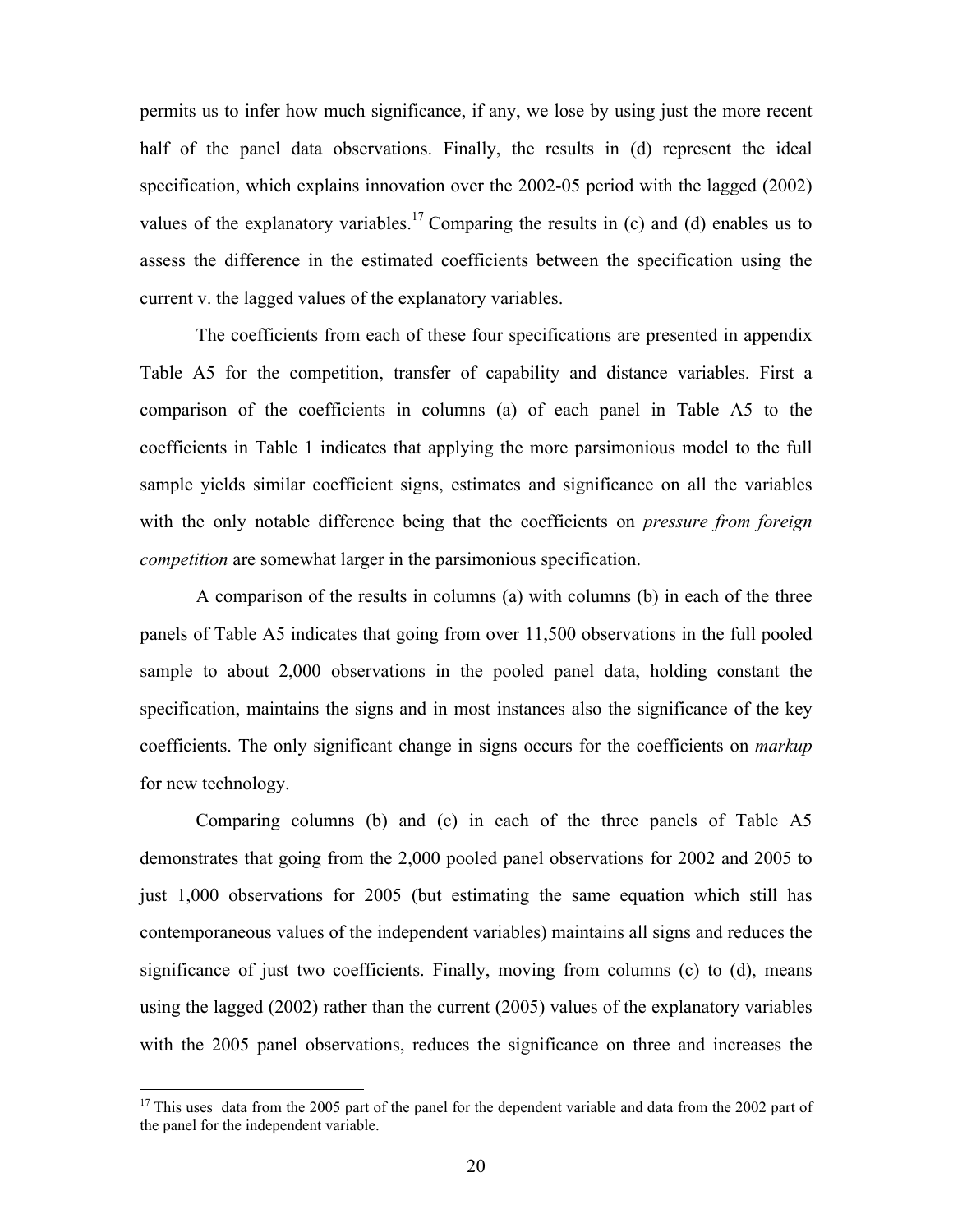permits us to infer how much significance, if any, we lose by using just the more recent half of the panel data observations. Finally, the results in (d) represent the ideal specification, which explains innovation over the 2002-05 period with the lagged (2002) values of the explanatory variables.[17] Comparing the results in (c) and (d) enables us to assess the difference in the estimated coefficients between the specification using the current v. the lagged values of the explanatory variables.

The coefficients from each of these four specifications are presented in appendix Table A5 for the competition, transfer of capability and distance variables. First a comparison of the coefficients in columns (a) of each panel in Table A5 to the coefficients in Table 1 indicates that applying the more parsimonious model to the full sample yields similar coefficient signs, estimates and significance on all the variables with the only notable difference being that the coefficients on *pressure from foreign competition* are somewhat larger in the parsimonious specification.

A comparison of the results in columns (a) with columns (b) in each of the three panels of Table A5 indicates that going from over 11,500 observations in the full pooled sample to about 2,000 observations in the pooled panel data, holding constant the specification, maintains the signs and in most instances also the significance of the key coefficients. The only significant change in signs occurs for the coefficients on *markup* for new technology.

Comparing columns (b) and (c) in each of the three panels of Table A5 demonstrates that going from the 2,000 pooled panel observations for 2002 and 2005 to just 1,000 observations for 2005 (but estimating the same equation which still has contemporaneous values of the independent variables) maintains all signs and reduces the significance of just two coefficients. Finally, moving from columns (c) to (d), means using the lagged (2002) rather than the current (2005) values of the explanatory variables with the 2005 panel observations, reduces the significance on three and increases the

[17] This uses data from the 2005 part of the panel for the dependent variable and data from the 2002 part of the panel for the independent variable.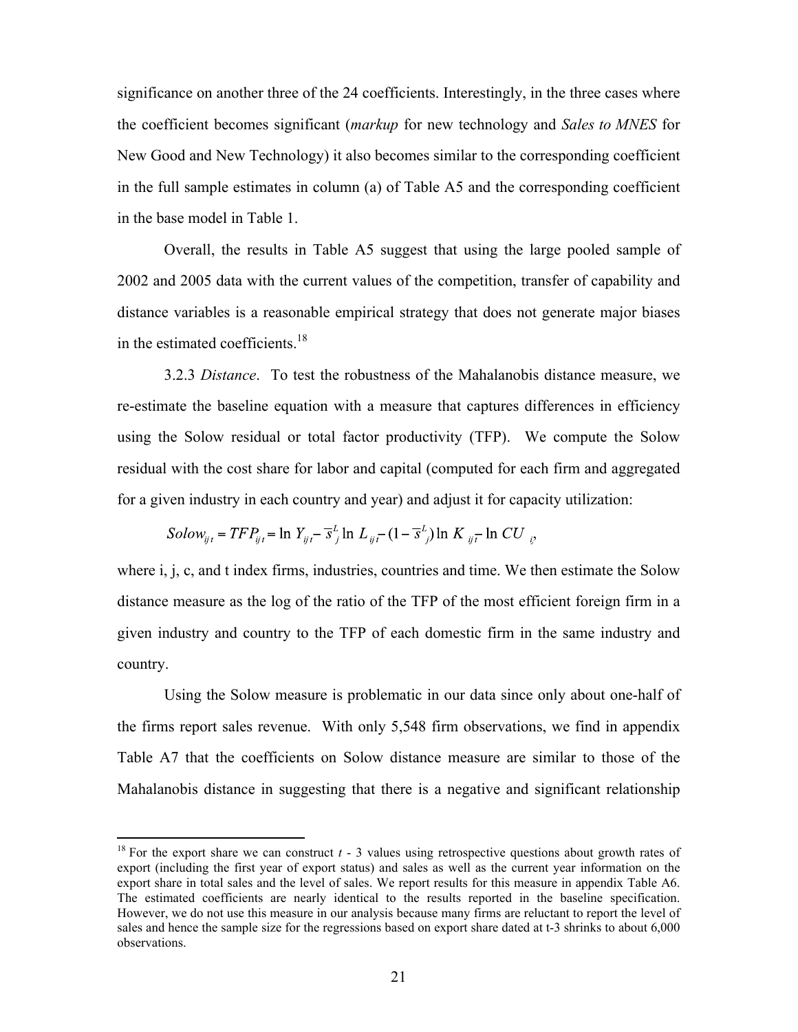significance on another three of the 24 coefficients. Interestingly, in the three cases where the coefficient becomes significant (*markup* for new technology and *Sales to MNES* for New Good and New Technology) it also becomes similar to the corresponding coefficient in the full sample estimates in column (a) of Table A5 and the corresponding coefficient in the base model in Table 1.

Overall, the results in Table A5 suggest that using the large pooled sample of 2002 and 2005 data with the current values of the competition, transfer of capability and distance variables is a reasonable empirical strategy that does not generate major biases in the estimated coefficients.[18]

3.2.3 *Distance*. To test the robustness of the Mahalanobis distance measure, we re-estimate the baseline equation with a measure that captures differences in efficiency using the Solow residual or total factor productivity (TFP). We compute the Solow residual with the cost share for labor and capital (computed for each firm and aggregated for a given industry in each country and year) and adjust it for capacity utilization:

$$Solow_{ijt} = TFP_{ijt} = \ln Y_{ijt} - \bar{s}^{L}_{j} \ln L_{ijt} - (1 - \bar{s}^{L}_{j}) \ln K_{ijt} - \ln CU_{i},$$

where i, j, c, and t index firms, industries, countries and time. We then estimate the Solow distance measure as the log of the ratio of the TFP of the most efficient foreign firm in a given industry and country to the TFP of each domestic firm in the same industry and country.

Using the Solow measure is problematic in our data since only about one-half of the firms report sales revenue. With only 5,548 firm observations, we find in appendix Table A7 that the coefficients on Solow distance measure are similar to those of the Mahalanobis distance in suggesting that there is a negative and significant relationship

[18] For the export share we can construct $t$ - 3 values using retrospective questions about growth rates of export (including the first year of export status) and sales as well as the current year information on the export share in total sales and the level of sales. We report results for this measure in appendix Table A6. The estimated coefficients are nearly identical to the results reported in the baseline specification. However, we do not use this measure in our analysis because many firms are reluctant to report the level of sales and hence the sample size for the regressions based on export share dated at t-3 shrinks to about 6,000 observations.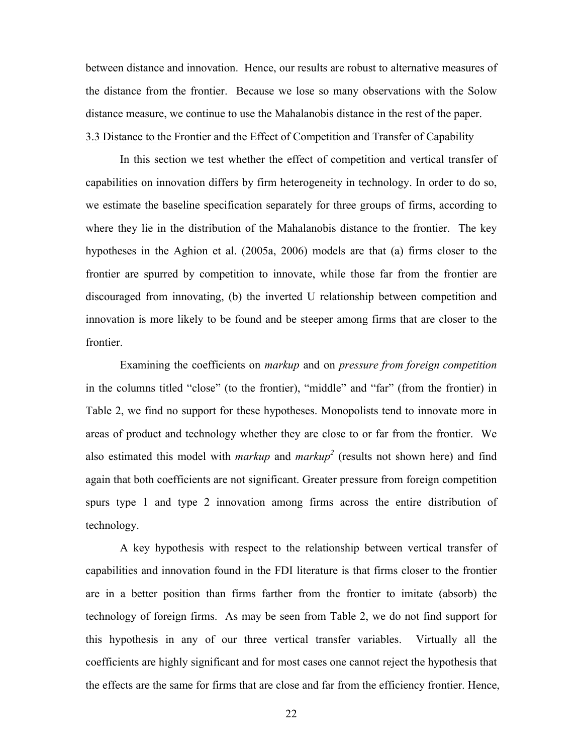between distance and innovation. Hence, our results are robust to alternative measures of the distance from the frontier. Because we lose so many observations with the Solow distance measure, we continue to use the Mahalanobis distance in the rest of the paper.

### 3.3 Distance to the Frontier and the Effect of Competition and Transfer of Capability

In this section we test whether the effect of competition and vertical transfer of capabilities on innovation differs by firm heterogeneity in technology. In order to do so, we estimate the baseline specification separately for three groups of firms, according to where they lie in the distribution of the Mahalanobis distance to the frontier. The key hypotheses in the Aghion et al. (2005a, 2006) models are that (a) firms closer to the frontier are spurred by competition to innovate, while those far from the frontier are discouraged from innovating, (b) the inverted U relationship between competition and innovation is more likely to be found and be steeper among firms that are closer to the frontier.

Examining the coefficients on *markup* and on *pressure from foreign competition* in the columns titled "close" (to the frontier), "middle" and "far" (from the frontier) in Table 2, we find no support for these hypotheses. Monopolists tend to innovate more in areas of product and technology whether they are close to or far from the frontier. We also estimated this model with *markup* and $markup^2$ (results not shown here) and find again that both coefficients are not significant. Greater pressure from foreign competition spurs type 1 and type 2 innovation among firms across the entire distribution of technology.

A key hypothesis with respect to the relationship between vertical transfer of capabilities and innovation found in the FDI literature is that firms closer to the frontier are in a better position than firms farther from the frontier to imitate (absorb) the technology of foreign firms. As may be seen from Table 2, we do not find support for this hypothesis in any of our three vertical transfer variables. Virtually all the coefficients are highly significant and for most cases one cannot reject the hypothesis that the effects are the same for firms that are close and far from the efficiency frontier. Hence,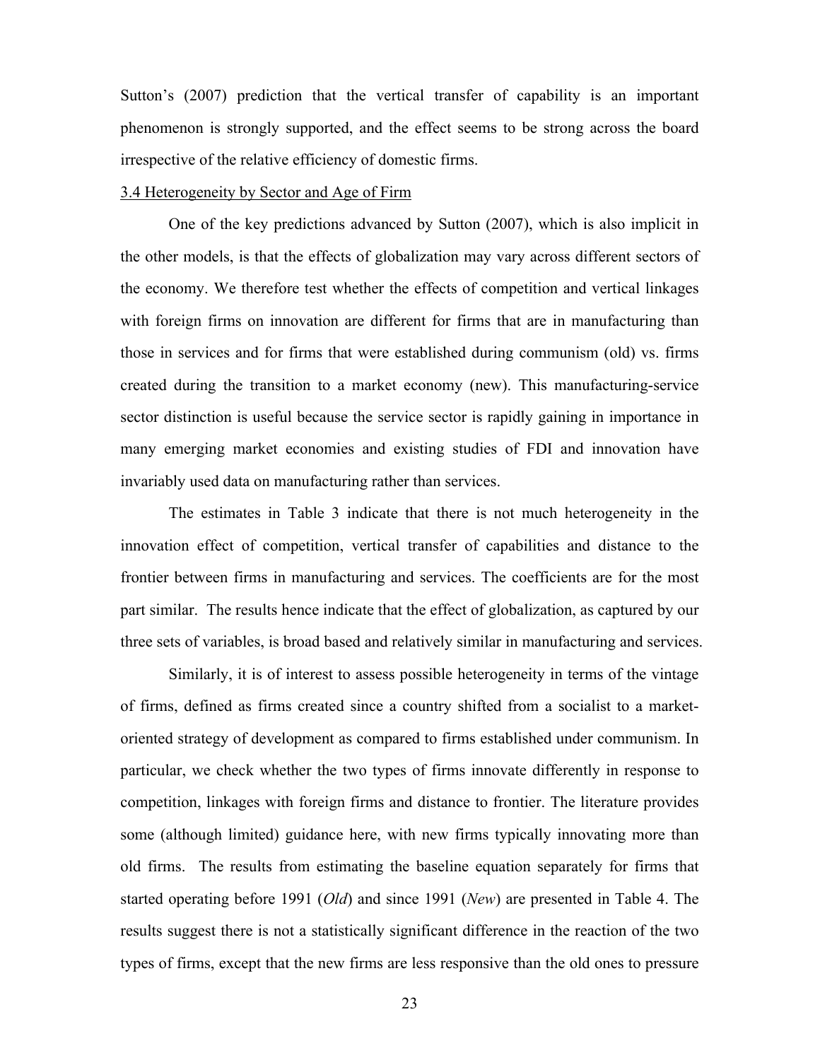Sutton's (2007) prediction that the vertical transfer of capability is an important phenomenon is strongly supported, and the effect seems to be strong across the board irrespective of the relative efficiency of domestic firms.

### 3.4 Heterogeneity by Sector and Age of Firm

One of the key predictions advanced by Sutton (2007), which is also implicit in the other models, is that the effects of globalization may vary across different sectors of the economy. We therefore test whether the effects of competition and vertical linkages with foreign firms on innovation are different for firms that are in manufacturing than those in services and for firms that were established during communism (old) vs. firms created during the transition to a market economy (new). This manufacturing-service sector distinction is useful because the service sector is rapidly gaining in importance in many emerging market economies and existing studies of FDI and innovation have invariably used data on manufacturing rather than services.

The estimates in Table 3 indicate that there is not much heterogeneity in the innovation effect of competition, vertical transfer of capabilities and distance to the frontier between firms in manufacturing and services. The coefficients are for the most part similar. The results hence indicate that the effect of globalization, as captured by our three sets of variables, is broad based and relatively similar in manufacturing and services.

Similarly, it is of interest to assess possible heterogeneity in terms of the vintage of firms, defined as firms created since a country shifted from a socialist to a market-oriented strategy of development as compared to firms established under communism. In particular, we check whether the two types of firms innovate differently in response to competition, linkages with foreign firms and distance to frontier. The literature provides some (although limited) guidance here, with new firms typically innovating more than old firms. The results from estimating the baseline equation separately for firms that started operating before 1991 (*Old*) and since 1991 (*New*) are presented in Table 4. The results suggest there is not a statistically significant difference in the reaction of the two types of firms, except that the new firms are less responsive than the old ones to pressure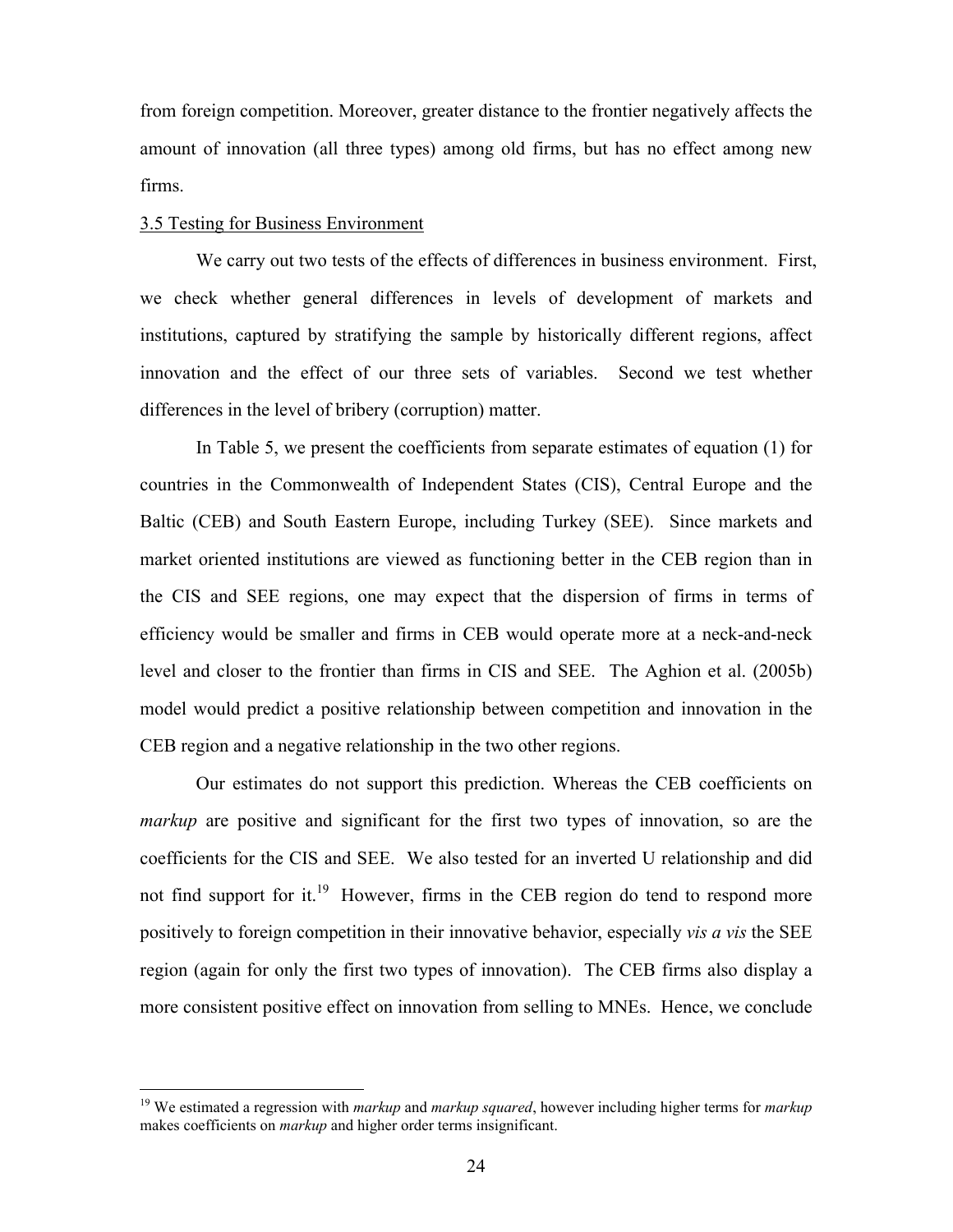from foreign competition. Moreover, greater distance to the frontier negatively affects the amount of innovation (all three types) among old firms, but has no effect among new firms.

### 3.5 Testing for Business Environment

We carry out two tests of the effects of differences in business environment. First, we check whether general differences in levels of development of markets and institutions, captured by stratifying the sample by historically different regions, affect innovation and the effect of our three sets of variables. Second we test whether differences in the level of bribery (corruption) matter.

In Table 5, we present the coefficients from separate estimates of equation (1) for countries in the Commonwealth of Independent States (CIS), Central Europe and the Baltic (CEB) and South Eastern Europe, including Turkey (SEE). Since markets and market oriented institutions are viewed as functioning better in the CEB region than in the CIS and SEE regions, one may expect that the dispersion of firms in terms of efficiency would be smaller and firms in CEB would operate more at a neck-and-neck level and closer to the frontier than firms in CIS and SEE. The Aghion et al. (2005b) model would predict a positive relationship between competition and innovation in the CEB region and a negative relationship in the two other regions.

Our estimates do not support this prediction. Whereas the CEB coefficients on *markup* are positive and significant for the first two types of innovation, so are the coefficients for the CIS and SEE. We also tested for an inverted U relationship and did not find support for it.[19] However, firms in the CEB region do tend to respond more positively to foreign competition in their innovative behavior, especially *vis a vis* the SEE region (again for only the first two types of innovation). The CEB firms also display a more consistent positive effect on innovation from selling to MNEs. Hence, we conclude

[19] We estimated a regression with *markup* and *markup squared*, however including higher terms for *markup* makes coefficients on *markup* and higher order terms insignificant.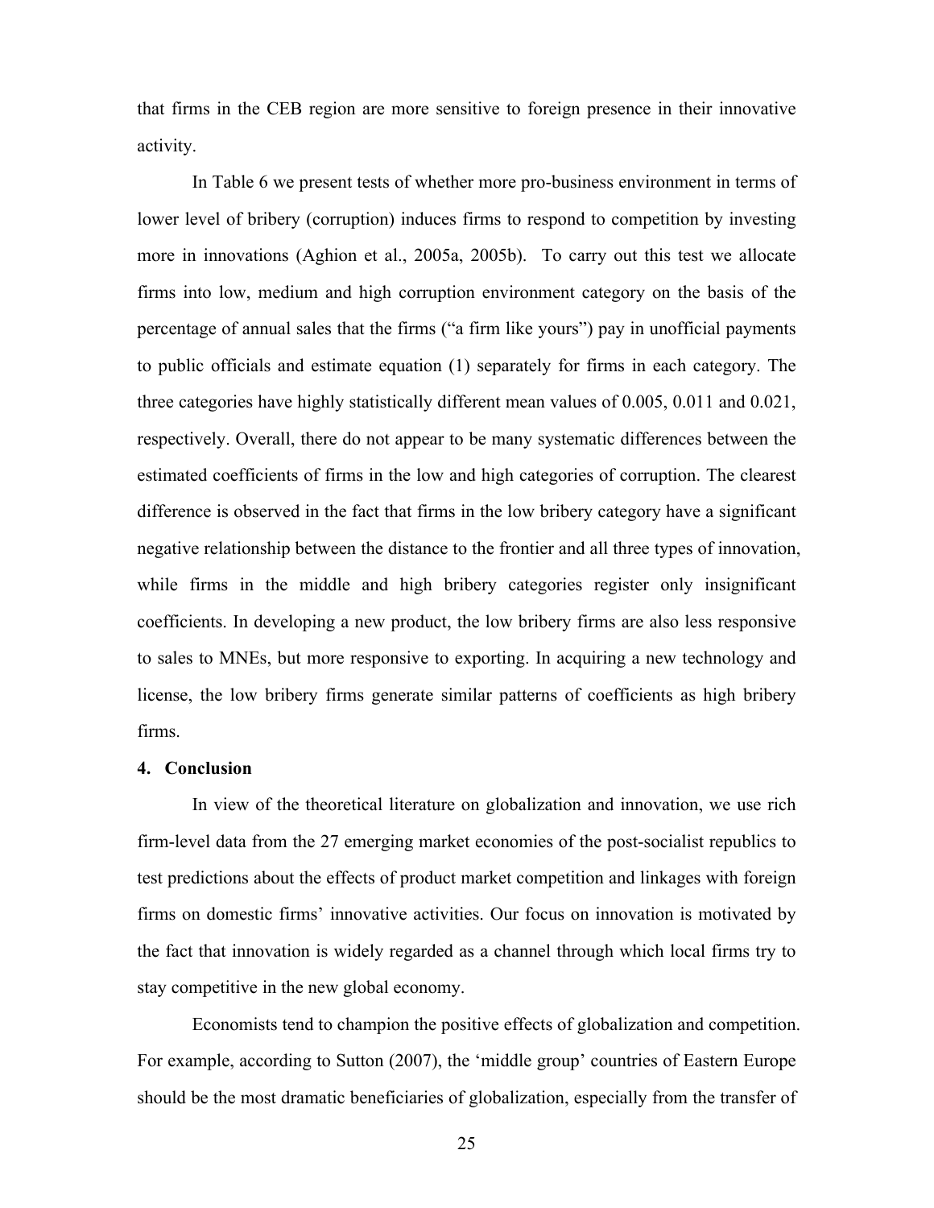that firms in the CEB region are more sensitive to foreign presence in their innovative activity.

In Table 6 we present tests of whether more pro-business environment in terms of lower level of bribery (corruption) induces firms to respond to competition by investing more in innovations (Aghion et al., 2005a, 2005b). To carry out this test we allocate firms into low, medium and high corruption environment category on the basis of the percentage of annual sales that the firms ("a firm like yours") pay in unofficial payments to public officials and estimate equation (1) separately for firms in each category. The three categories have highly statistically different mean values of 0.005, 0.011 and 0.021, respectively. Overall, there do not appear to be many systematic differences between the estimated coefficients of firms in the low and high categories of corruption. The clearest difference is observed in the fact that firms in the low bribery category have a significant negative relationship between the distance to the frontier and all three types of innovation, while firms in the middle and high bribery categories register only insignificant coefficients. In developing a new product, the low bribery firms are also less responsive to sales to MNEs, but more responsive to exporting. In acquiring a new technology and license, the low bribery firms generate similar patterns of coefficients as high bribery firms.

## 4. Conclusion

In view of the theoretical literature on globalization and innovation, we use rich firm-level data from the 27 emerging market economies of the post-socialist republics to test predictions about the effects of product market competition and linkages with foreign firms on domestic firms' innovative activities. Our focus on innovation is motivated by the fact that innovation is widely regarded as a channel through which local firms try to stay competitive in the new global economy.

Economists tend to champion the positive effects of globalization and competition. For example, according to Sutton (2007), the 'middle group' countries of Eastern Europe should be the most dramatic beneficiaries of globalization, especially from the transfer of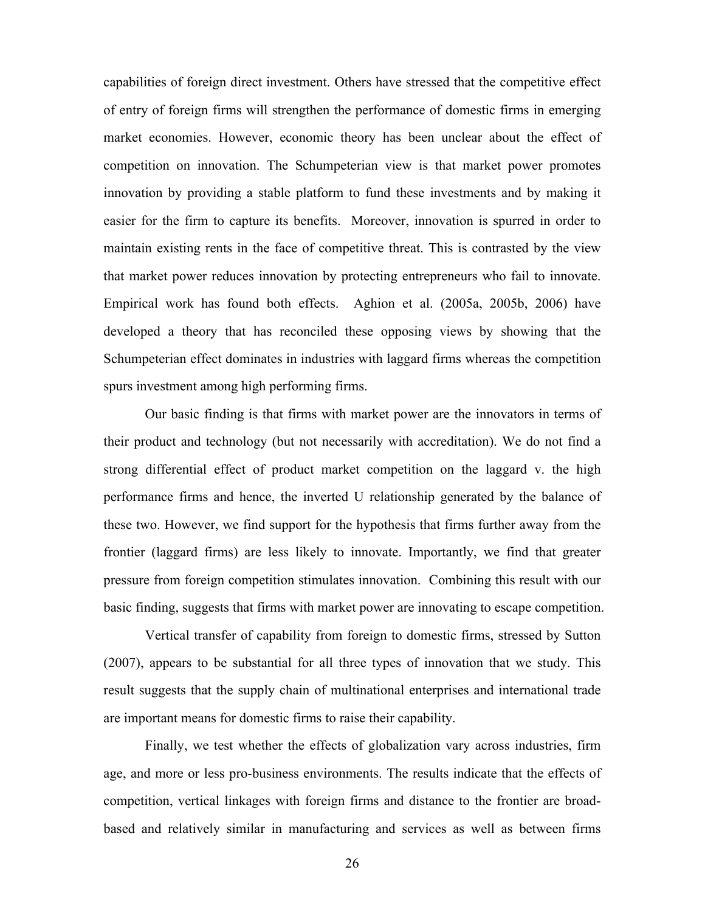capabilities of foreign direct investment. Others have stressed that the competitive effect of entry of foreign firms will strengthen the performance of domestic firms in emerging market economies. However, economic theory has been unclear about the effect of competition on innovation. The Schumpeterian view is that market power promotes innovation by providing a stable platform to fund these investments and by making it easier for the firm to capture its benefits. Moreover, innovation is spurred in order to maintain existing rents in the face of competitive threat. This is contrasted by the view that market power reduces innovation by protecting entrepreneurs who fail to innovate. Empirical work has found both effects. Aghion et al. (2005a, 2005b, 2006) have developed a theory that has reconciled these opposing views by showing that the Schumpeterian effect dominates in industries with laggard firms whereas the competition spurs investment among high performing firms.

Our basic finding is that firms with market power are the innovators in terms of their product and technology (but not necessarily with accreditation). We do not find a strong differential effect of product market competition on the laggard v. the high performance firms and hence, the inverted U relationship generated by the balance of these two. However, we find support for the hypothesis that firms further away from the frontier (laggard firms) are less likely to innovate. Importantly, we find that greater pressure from foreign competition stimulates innovation. Combining this result with our basic finding, suggests that firms with market power are innovating to escape competition.

Vertical transfer of capability from foreign to domestic firms, stressed by Sutton (2007), appears to be substantial for all three types of innovation that we study. This result suggests that the supply chain of multinational enterprises and international trade are important means for domestic firms to raise their capability.

Finally, we test whether the effects of globalization vary across industries, firm age, and more or less pro-business environments. The results indicate that the effects of competition, vertical linkages with foreign firms and distance to the frontier are broad-based and relatively similar in manufacturing and services as well as between firms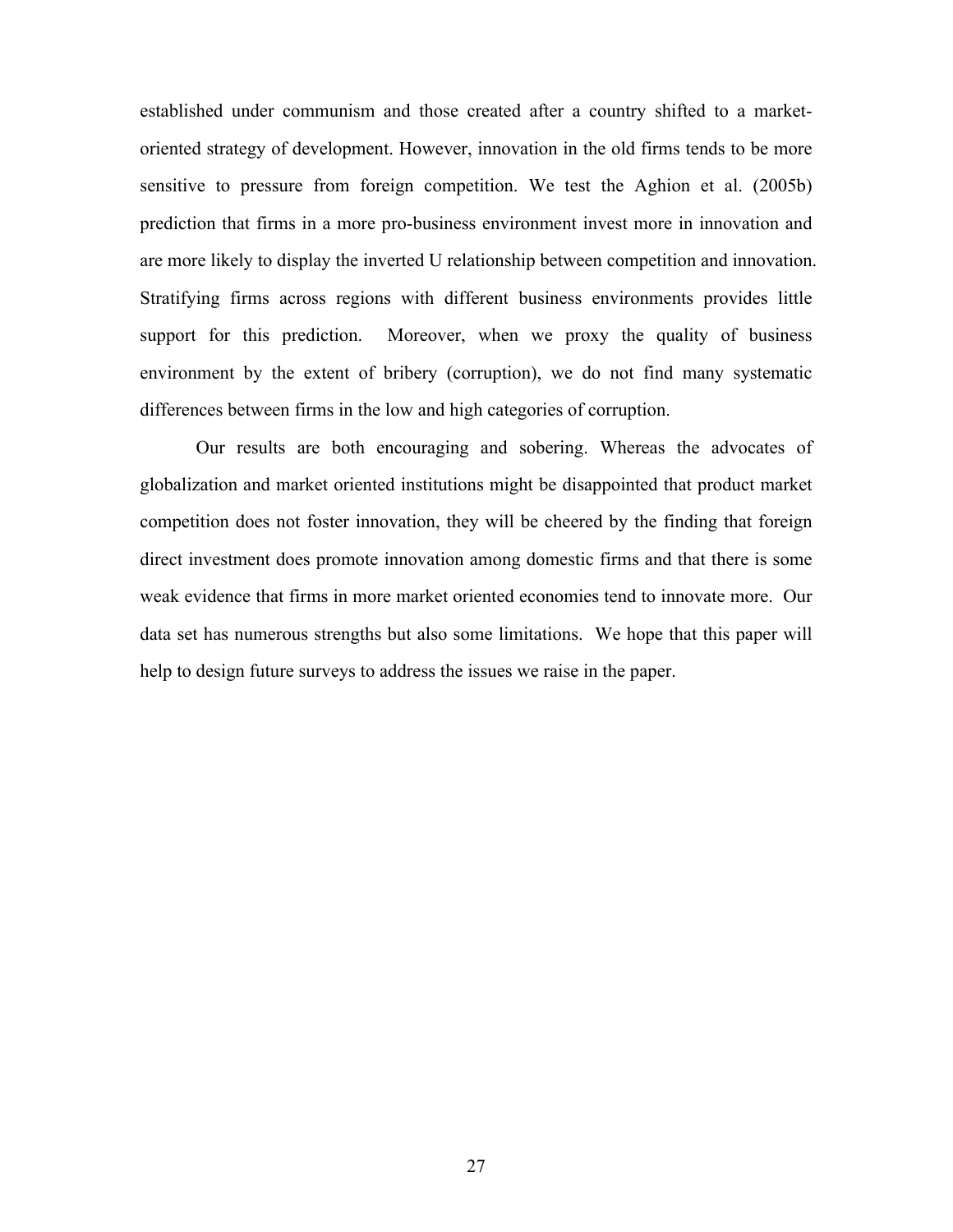established under communism and those created after a country shifted to a market-oriented strategy of development. However, innovation in the old firms tends to be more sensitive to pressure from foreign competition. We test the Aghion et al. (2005b) prediction that firms in a more pro-business environment invest more in innovation and are more likely to display the inverted U relationship between competition and innovation. Stratifying firms across regions with different business environments provides little support for this prediction. Moreover, when we proxy the quality of business environment by the extent of bribery (corruption), we do not find many systematic differences between firms in the low and high categories of corruption.

Our results are both encouraging and sobering. Whereas the advocates of globalization and market oriented institutions might be disappointed that product market competition does not foster innovation, they will be cheered by the finding that foreign direct investment does promote innovation among domestic firms and that there is some weak evidence that firms in more market oriented economies tend to innovate more. Our data set has numerous strengths but also some limitations. We hope that this paper will help to design future surveys to address the issues we raise in the paper.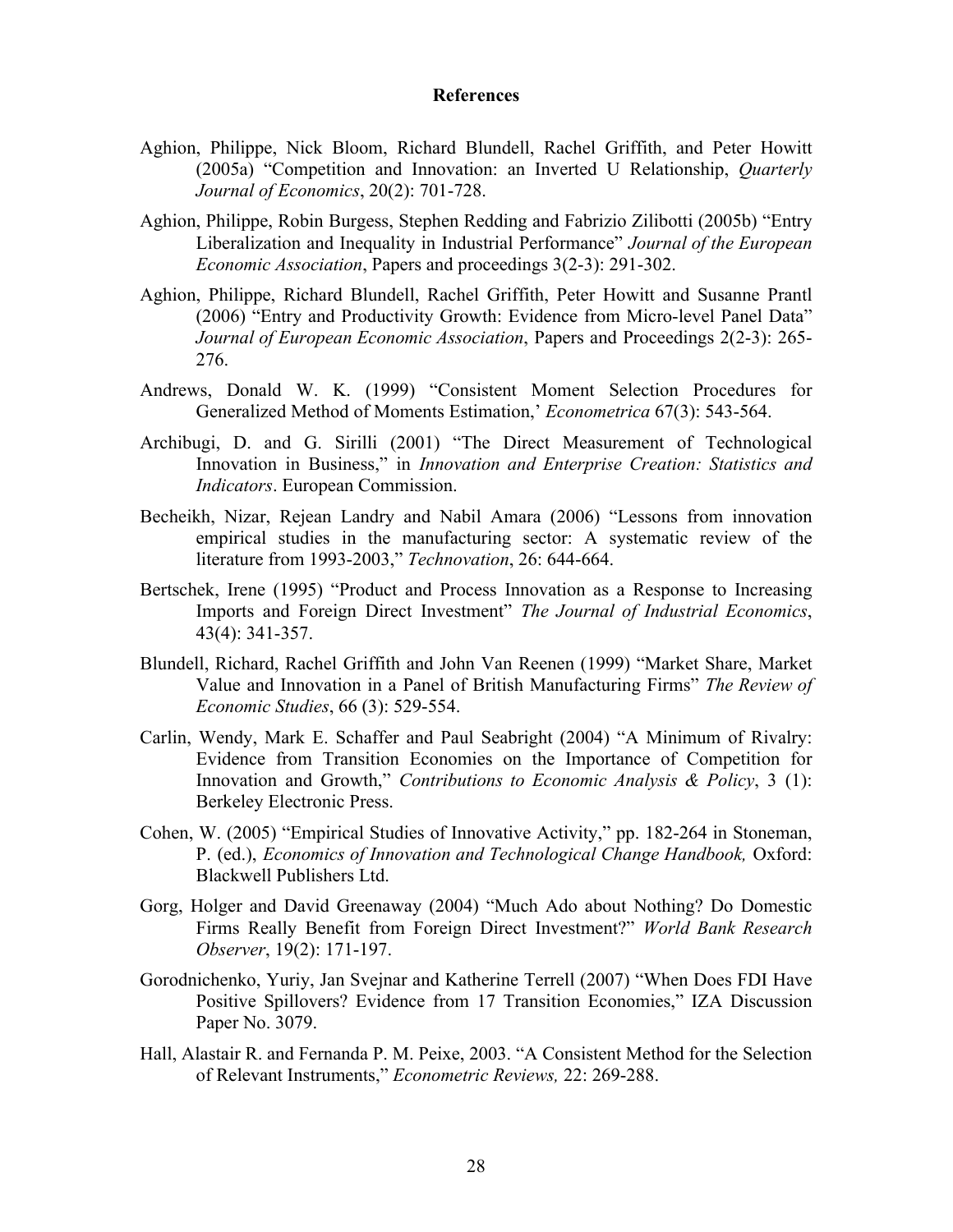## References

Aghion, Philippe, Nick Bloom, Richard Blundell, Rachel Griffith, and Peter Howitt (2005a) "Competition and Innovation: an Inverted U Relationship, *Quarterly Journal of Economics*, 20(2): 701-728.

Aghion, Philippe, Robin Burgess, Stephen Redding and Fabrizio Zilibotti (2005b) "Entry Liberalization and Inequality in Industrial Performance" *Journal of the European Economic Association*, Papers and proceedings 3(2-3): 291-302.

Aghion, Philippe, Richard Blundell, Rachel Griffith, Peter Howitt and Susanne Prantl (2006) "Entry and Productivity Growth: Evidence from Micro-level Panel Data" *Journal of European Economic Association*, Papers and Proceedings 2(2-3): 265-276.

Andrews, Donald W. K. (1999) "Consistent Moment Selection Procedures for Generalized Method of Moments Estimation,' *Econometrica* 67(3): 543-564.

Archibugi, D. and G. Sirilli (2001) "The Direct Measurement of Technological Innovation in Business," in *Innovation and Enterprise Creation: Statistics and Indicators*. European Commission.

Becheikh, Nizar, Rejean Landry and Nabil Amara (2006) "Lessons from innovation empirical studies in the manufacturing sector: A systematic review of the literature from 1993-2003," *Technovation*, 26: 644-664.

Bertschek, Irene (1995) "Product and Process Innovation as a Response to Increasing Imports and Foreign Direct Investment" *The Journal of Industrial Economics*, 43(4): 341-357.

Blundell, Richard, Rachel Griffith and John Van Reenen (1999) "Market Share, Market Value and Innovation in a Panel of British Manufacturing Firms" *The Review of Economic Studies*, 66 (3): 529-554.

Carlin, Wendy, Mark E. Schaffer and Paul Seabright (2004) "A Minimum of Rivalry: Evidence from Transition Economies on the Importance of Competition for Innovation and Growth," *Contributions to Economic Analysis & Policy*, 3 (1): Berkeley Electronic Press.

Cohen, W. (2005) "Empirical Studies of Innovative Activity," pp. 182-264 in Stoneman, P. (ed.), *Economics of Innovation and Technological Change Handbook,* Oxford: Blackwell Publishers Ltd.

Gorg, Holger and David Greenaway (2004) "Much Ado about Nothing? Do Domestic Firms Really Benefit from Foreign Direct Investment?" *World Bank Research Observer*, 19(2): 171-197.

Gorodnichenko, Yuriy, Jan Svejnar and Katherine Terrell (2007) "When Does FDI Have Positive Spillovers? Evidence from 17 Transition Economies," IZA Discussion Paper No. 3079.

Hall, Alastair R. and Fernanda P. M. Peixe, 2003. "A Consistent Method for the Selection of Relevant Instruments," *Econometric Reviews,* 22: 269-288.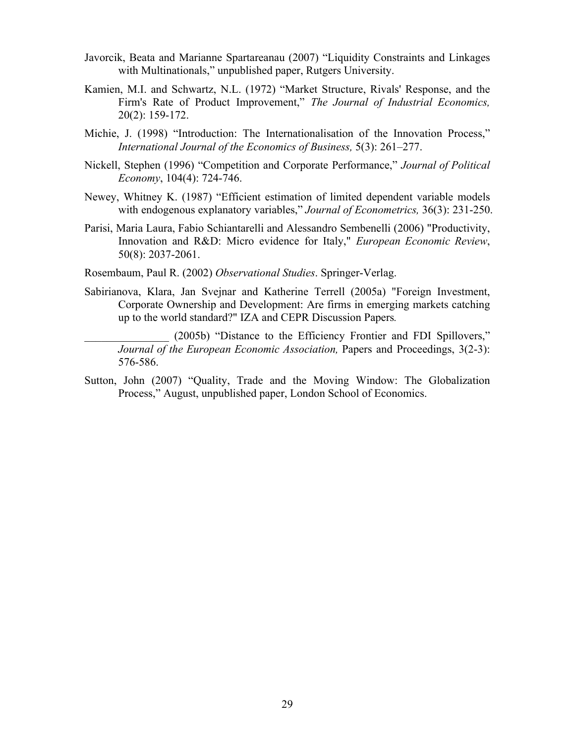Javorcik, Beata and Marianne Spartareanau (2007) "Liquidity Constraints and Linkages with Multinationals," unpublished paper, Rutgers University.

Kamien, M.I. and Schwartz, N.L. (1972) "Market Structure, Rivals' Response, and the Firm's Rate of Product Improvement," *The Journal of Industrial Economics,* 20(2): 159-172.

Michie, J. (1998) "Introduction: The Internationalisation of the Innovation Process," *International Journal of the Economics of Business,* 5(3): 261–277.

Nickell, Stephen (1996) "Competition and Corporate Performance," *Journal of Political Economy*, 104(4): 724-746.

Newey, Whitney K. (1987) "Efficient estimation of limited dependent variable models with endogenous explanatory variables," *Journal of Econometrics,* 36(3): 231-250.

Parisi, Maria Laura, Fabio Schiantarelli and Alessandro Sembenelli (2006) "Productivity, Innovation and R&D: Micro evidence for Italy," *European Economic Review*, 50(8): 2037-2061.

Rosembaum, Paul R. (2002) *Observational Studies*. Springer-Verlag.

Sabirianova, Klara, Jan Svejnar and Katherine Terrell (2005a) "Foreign Investment, Corporate Ownership and Development: Are firms in emerging markets catching up to the world standard?" IZA and CEPR Discussion Papers*.*

_______________ (2005b) "Distance to the Efficiency Frontier and FDI Spillovers," *Journal of the European Economic Association,* Papers and Proceedings, 3(2-3): 576-586.

Sutton, John (2007) "Quality, Trade and the Moving Window: The Globalization Process," August, unpublished paper, London School of Economics.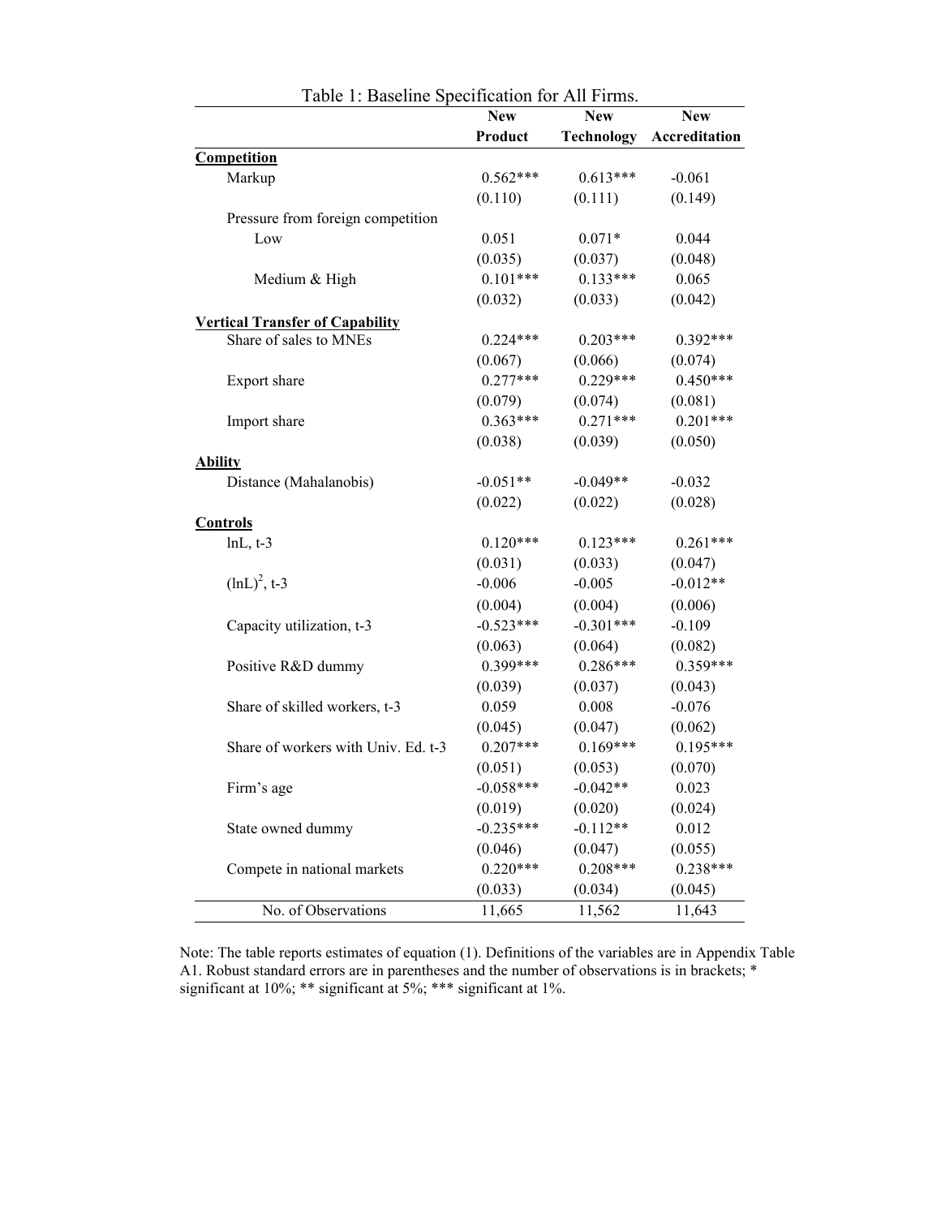Table 1: Baseline Specification for All Firms.

| | New Product | New Technology | New Accreditation |
|---|---|---|---|
| **Competition** | | | |
| Markup | 0.562*** | 0.613*** | -0.061 |
| | (0.110) | (0.111) | (0.149) |
| Pressure from foreign competition | | | |
| Low | 0.051 | 0.071* | 0.044 |
| | (0.035) | (0.037) | (0.048) |
| Medium & High | 0.101*** | 0.133*** | 0.065 |
| | (0.032) | (0.033) | (0.042) |
| **Vertical Transfer of Capability** | | | |
| Share of sales to MNEs | 0.224*** | 0.203*** | 0.392*** |
| | (0.067) | (0.066) | (0.074) |
| Export share | 0.277*** | 0.229*** | 0.450*** |
| | (0.079) | (0.074) | (0.081) |
| Import share | 0.363*** | 0.271*** | 0.201*** |
| | (0.038) | (0.039) | (0.050) |
| **Ability** | | | |
| Distance (Mahalanobis) | -0.051** | -0.049** | -0.032 |
| | (0.022) | (0.022) | (0.028) |
| **Controls** | | | |
| lnL, t-3 | 0.120*** | 0.123*** | 0.261*** |
| | (0.031) | (0.033) | (0.047) |
| $(\ln L)^2$, t-3 | -0.006 | -0.005 | -0.012** |
| | (0.004) | (0.004) | (0.006) |
| Capacity utilization, t-3 | -0.523*** | -0.301*** | -0.109 |
| | (0.063) | (0.064) | (0.082) |
| Positive R&D dummy | 0.399*** | 0.286*** | 0.359*** |
| | (0.039) | (0.037) | (0.043) |
| Share of skilled workers, t-3 | 0.059 | 0.008 | -0.076 |
| | (0.045) | (0.047) | (0.062) |
| Share of workers with Univ. Ed. t-3 | 0.207*** | 0.169*** | 0.195*** |
| | (0.051) | (0.053) | (0.070) |
| Firm's age | -0.058*** | -0.042** | 0.023 |
| | (0.019) | (0.020) | (0.024) |
| State owned dummy | -0.235*** | -0.112** | 0.012 |
| | (0.046) | (0.047) | (0.055) |
| Compete in national markets | 0.220*** | 0.208*** | 0.238*** |
| | (0.033) | (0.034) | (0.045) |
| No. of Observations | 11,665 | 11,562 | 11,643 |

Note: The table reports estimates of equation (1). Definitions of the variables are in Appendix Table A1. Robust standard errors are in parentheses and the number of observations is in brackets; * significant at 10%; ** significant at 5%; *** significant at 1%.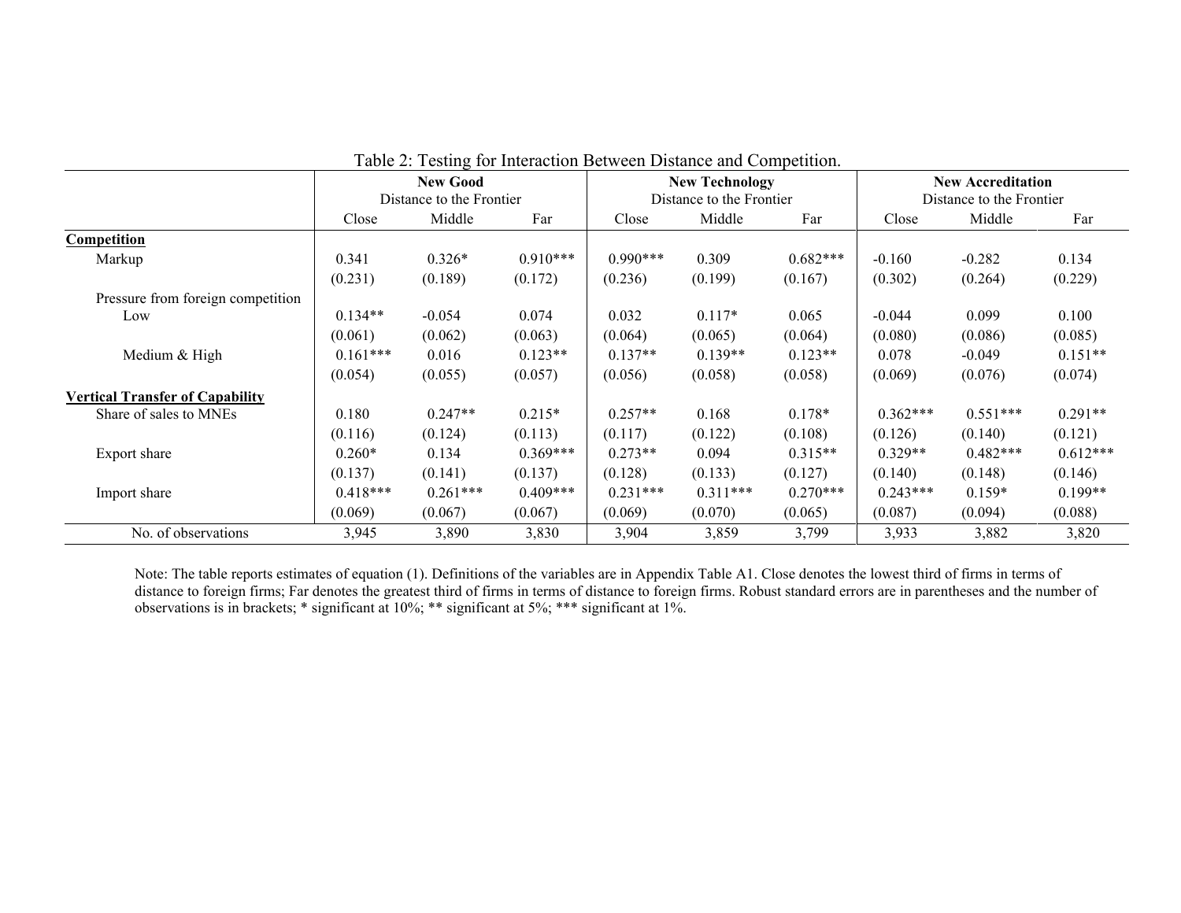Table 2: Testing for Interaction Between Distance and Competition.

| | **New Good** Distance to the Frontier | | | **New Technology** Distance to the Frontier | | | **New Accreditation** Distance to the Frontier | | |
|---|---|---|---|---|---|---|---|---|---|
| | Close | Middle | Far | Close | Middle | Far | Close | Middle | Far |
| **Competition** | | | | | | | | | |
| Markup | 0.341 | 0.326* | 0.910*** | 0.990*** | 0.309 | 0.682*** | -0.160 | -0.282 | 0.134 |
| | (0.231) | (0.189) | (0.172) | (0.236) | (0.199) | (0.167) | (0.302) | (0.264) | (0.229) |
| Pressure from foreign competition | | | | | | | | | |
| Low | 0.134** | -0.054 | 0.074 | 0.032 | 0.117* | 0.065 | -0.044 | 0.099 | 0.100 |
| | (0.061) | (0.062) | (0.063) | (0.064) | (0.065) | (0.064) | (0.080) | (0.086) | (0.085) |
| Medium & High | 0.161*** | 0.016 | 0.123** | 0.137** | 0.139** | 0.123** | 0.078 | -0.049 | 0.151** |
| | (0.054) | (0.055) | (0.057) | (0.056) | (0.058) | (0.058) | (0.069) | (0.076) | (0.074) |
| **Vertical Transfer of Capability** | | | | | | | | | |
| Share of sales to MNEs | 0.180 | 0.247** | 0.215* | 0.257** | 0.168 | 0.178* | 0.362*** | 0.551*** | 0.291** |
| | (0.116) | (0.124) | (0.113) | (0.117) | (0.122) | (0.108) | (0.126) | (0.140) | (0.121) |
| Export share | 0.260* | 0.134 | 0.369*** | 0.273** | 0.094 | 0.315** | 0.329** | 0.482*** | 0.612*** |
| | (0.137) | (0.141) | (0.137) | (0.128) | (0.133) | (0.127) | (0.140) | (0.148) | (0.146) |
| Import share | 0.418*** | 0.261*** | 0.409*** | 0.231*** | 0.311*** | 0.270*** | 0.243*** | 0.159* | 0.199** |
| | (0.069) | (0.067) | (0.067) | (0.069) | (0.070) | (0.065) | (0.087) | (0.094) | (0.088) |
| No. of observations | 3,945 | 3,890 | 3,830 | 3,904 | 3,859 | 3,799 | 3,933 | 3,882 | 3,820 |

Note: The table reports estimates of equation (1). Definitions of the variables are in Appendix Table A1. Close denotes the lowest third of firms in terms of distance to foreign firms; Far denotes the greatest third of firms in terms of distance to foreign firms. Robust standard errors are in parentheses and the number of observations is in brackets; * significant at 10%; ** significant at 5%; *** significant at 1%.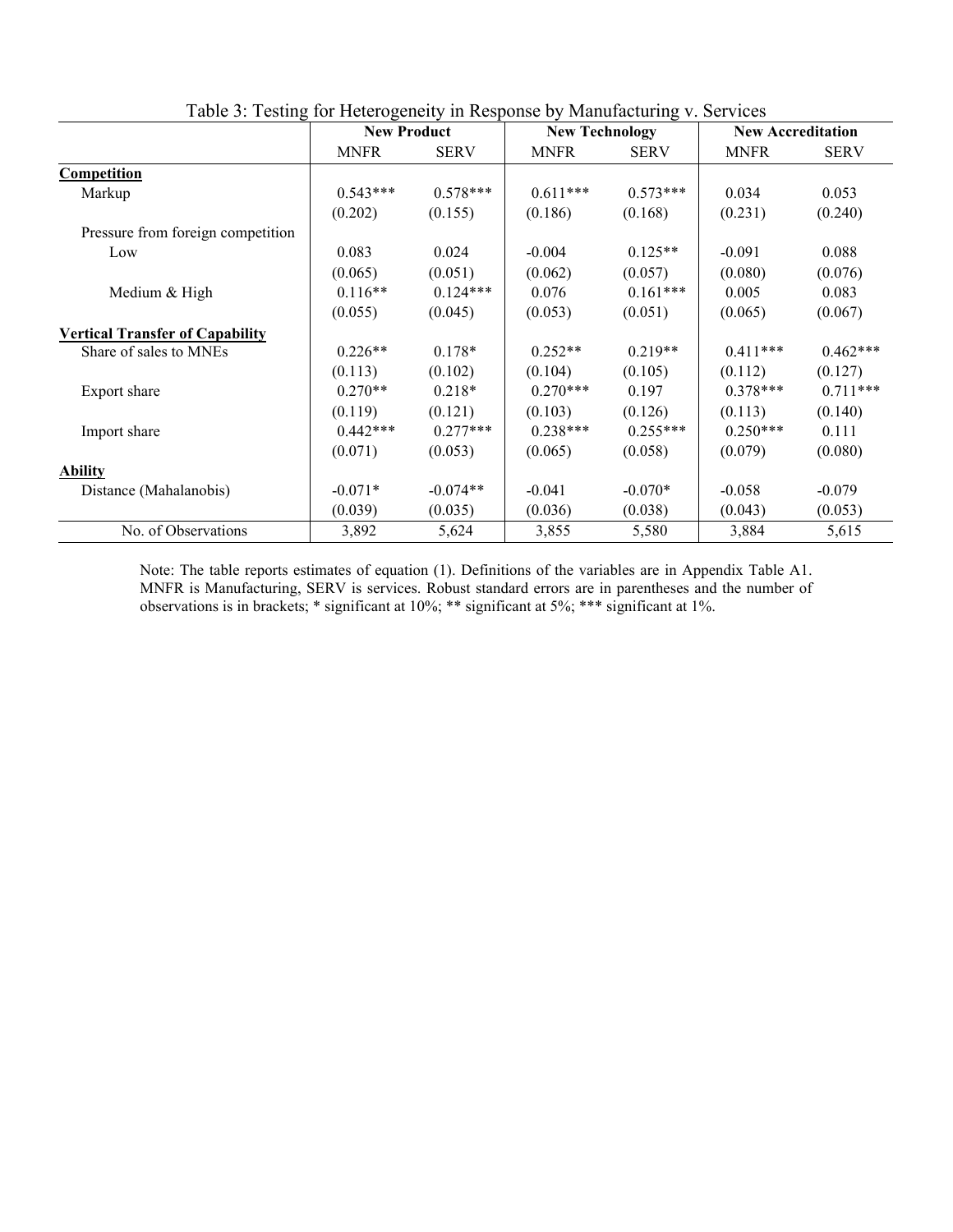Table 3: Testing for Heterogeneity in Response by Manufacturing v. Services

| | New Product | | New Technology | | New Accreditation | |
|---|---|---|---|---|---|---|
| | MNFR | SERV | MNFR | SERV | MNFR | SERV |
| **Competition** | | | | | | |
| Markup | 0.543*** | 0.578*** | 0.611*** | 0.573*** | 0.034 | 0.053 |
| | (0.202) | (0.155) | (0.186) | (0.168) | (0.231) | (0.240) |
| Pressure from foreign competition | | | | | | |
| Low | 0.083 | 0.024 | -0.004 | 0.125** | -0.091 | 0.088 |
| | (0.065) | (0.051) | (0.062) | (0.057) | (0.080) | (0.076) |
| Medium & High | 0.116** | 0.124*** | 0.076 | 0.161*** | 0.005 | 0.083 |
| | (0.055) | (0.045) | (0.053) | (0.051) | (0.065) | (0.067) |
| **Vertical Transfer of Capability** | | | | | | |
| Share of sales to MNEs | 0.226** | 0.178* | 0.252** | 0.219** | 0.411*** | 0.462*** |
| | (0.113) | (0.102) | (0.104) | (0.105) | (0.112) | (0.127) |
| Export share | 0.270** | 0.218* | 0.270*** | 0.197 | 0.378*** | 0.711*** |
| | (0.119) | (0.121) | (0.103) | (0.126) | (0.113) | (0.140) |
| Import share | 0.442*** | 0.277*** | 0.238*** | 0.255*** | 0.250*** | 0.111 |
| | (0.071) | (0.053) | (0.065) | (0.058) | (0.079) | (0.080) |
| **Ability** | | | | | | |
| Distance (Mahalanobis) | -0.071* | -0.074** | -0.041 | -0.070* | -0.058 | -0.079 |
| | (0.039) | (0.035) | (0.036) | (0.038) | (0.043) | (0.053) |
| No. of Observations | 3,892 | 5,624 | 3,855 | 5,580 | 3,884 | 5,615 |

Note: The table reports estimates of equation (1). Definitions of the variables are in Appendix Table A1. MNFR is Manufacturing, SERV is services. Robust standard errors are in parentheses and the number of observations is in brackets; * significant at 10%; ** significant at 5%; *** significant at 1%.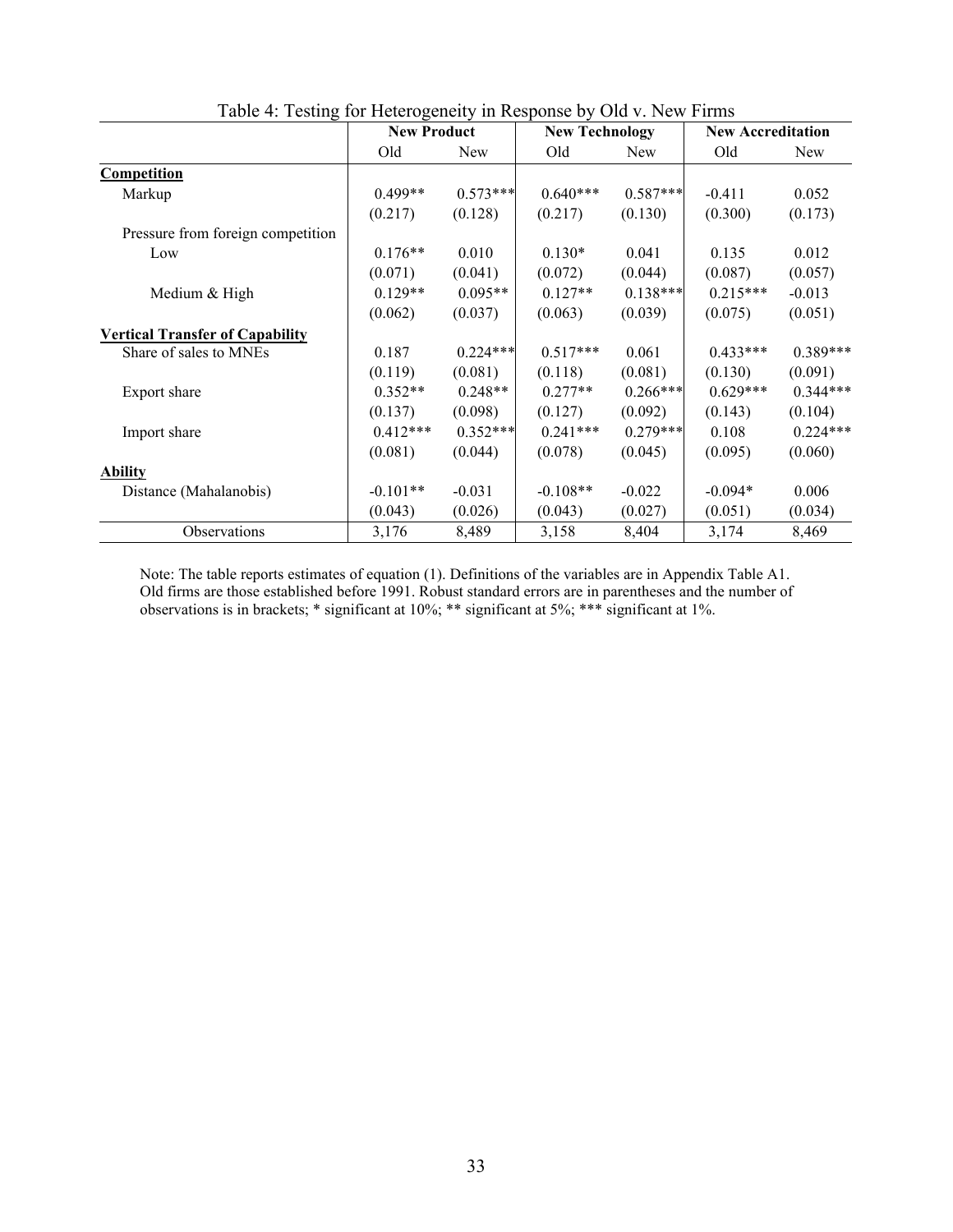Table 4: Testing for Heterogeneity in Response by Old v. New Firms

| | New Product | | New Technology | | New Accreditation | |
|---|---|---|---|---|---|---|
| | Old | New | Old | New | Old | New |
| **Competition** | | | | | | |
| Markup | 0.499** | 0.573*** | 0.640*** | 0.587*** | -0.411 | 0.052 |
| | (0.217) | (0.128) | (0.217) | (0.130) | (0.300) | (0.173) |
| Pressure from foreign competition | | | | | | |
| Low | 0.176** | 0.010 | 0.130* | 0.041 | 0.135 | 0.012 |
| | (0.071) | (0.041) | (0.072) | (0.044) | (0.087) | (0.057) |
| Medium & High | 0.129** | 0.095** | 0.127** | 0.138*** | 0.215*** | -0.013 |
| | (0.062) | (0.037) | (0.063) | (0.039) | (0.075) | (0.051) |
| **Vertical Transfer of Capability** | | | | | | |
| Share of sales to MNEs | 0.187 | 0.224*** | 0.517*** | 0.061 | 0.433*** | 0.389*** |
| | (0.119) | (0.081) | (0.118) | (0.081) | (0.130) | (0.091) |
| Export share | 0.352** | 0.248** | 0.277** | 0.266*** | 0.629*** | 0.344*** |
| | (0.137) | (0.098) | (0.127) | (0.092) | (0.143) | (0.104) |
| Import share | 0.412*** | 0.352*** | 0.241*** | 0.279*** | 0.108 | 0.224*** |
| | (0.081) | (0.044) | (0.078) | (0.045) | (0.095) | (0.060) |
| **Ability** | | | | | | |
| Distance (Mahalanobis) | -0.101** | -0.031 | -0.108** | -0.022 | -0.094* | 0.006 |
| | (0.043) | (0.026) | (0.043) | (0.027) | (0.051) | (0.034) |
| Observations | 3,176 | 8,489 | 3,158 | 8,404 | 3,174 | 8,469 |

Note: The table reports estimates of equation (1). Definitions of the variables are in Appendix Table A1. Old firms are those established before 1991. Robust standard errors are in parentheses and the number of observations is in brackets; * significant at 10%; ** significant at 5%; *** significant at 1%.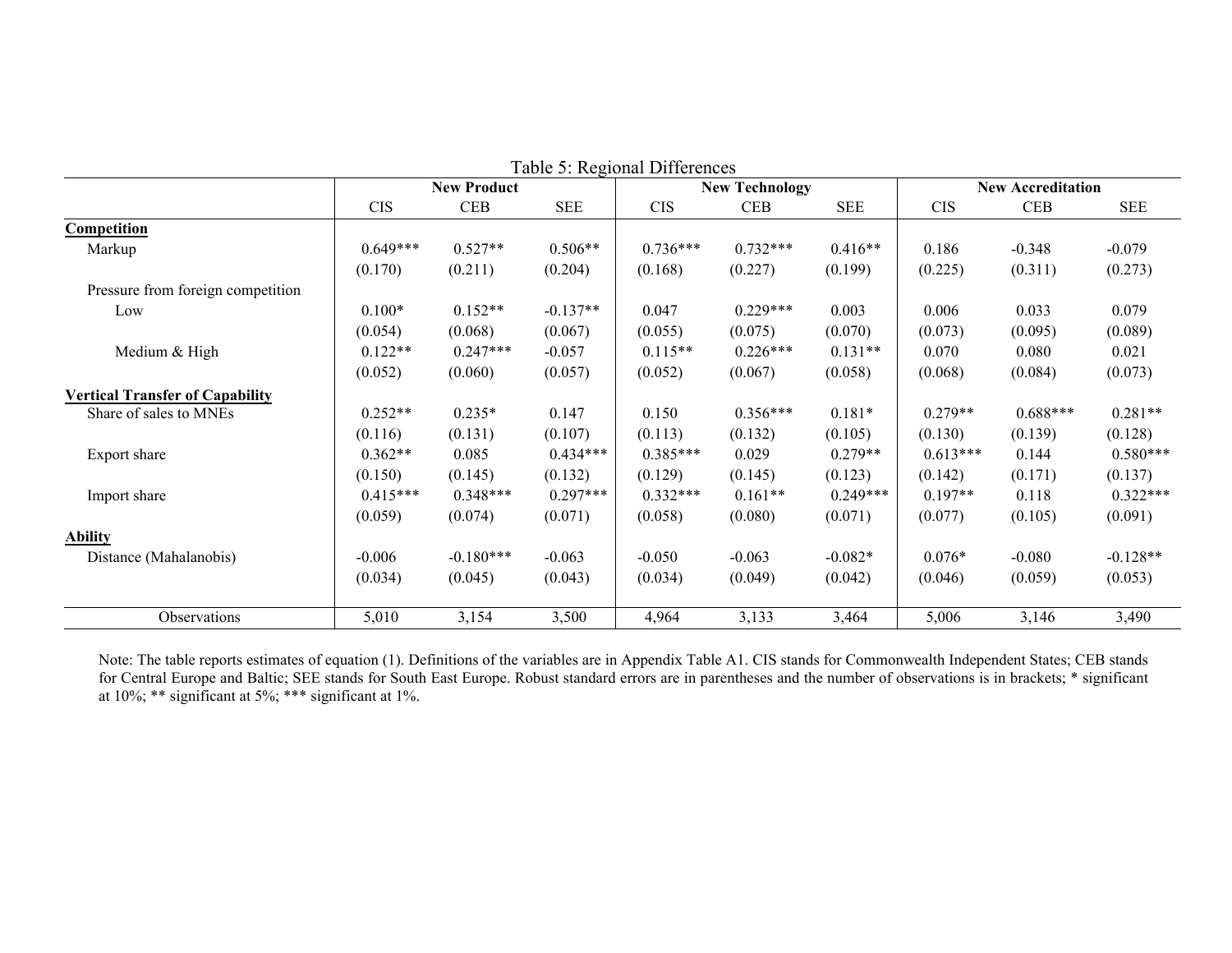Table 5: Regional Differences

| | New Product | | | New Technology | | | New Accreditation | | |
|---|---|---|---|---|---|---|---|---|---|
| | CIS | CEB | SEE | CIS | CEB | SEE | CIS | CEB | SEE |
| **Competition** | | | | | | | | | |
| Markup | 0.649*** | 0.527** | 0.506** | 0.736*** | 0.732*** | 0.416** | 0.186 | -0.348 | -0.079 |
| | (0.170) | (0.211) | (0.204) | (0.168) | (0.227) | (0.199) | (0.225) | (0.311) | (0.273) |
| Pressure from foreign competition | | | | | | | | | |
| Low | 0.100* | 0.152** | -0.137** | 0.047 | 0.229*** | 0.003 | 0.006 | 0.033 | 0.079 |
| | (0.054) | (0.068) | (0.067) | (0.055) | (0.075) | (0.070) | (0.073) | (0.095) | (0.089) |
| Medium & High | 0.122** | 0.247*** | -0.057 | 0.115** | 0.226*** | 0.131** | 0.070 | 0.080 | 0.021 |
| | (0.052) | (0.060) | (0.057) | (0.052) | (0.067) | (0.058) | (0.068) | (0.084) | (0.073) |
| **Vertical Transfer of Capability** | | | | | | | | | |
| Share of sales to MNEs | 0.252** | 0.235* | 0.147 | 0.150 | 0.356*** | 0.181* | 0.279** | 0.688*** | 0.281** |
| | (0.116) | (0.131) | (0.107) | (0.113) | (0.132) | (0.105) | (0.130) | (0.139) | (0.128) |
| Export share | 0.362** | 0.085 | 0.434*** | 0.385*** | 0.029 | 0.279** | 0.613*** | 0.144 | 0.580*** |
| | (0.150) | (0.145) | (0.132) | (0.129) | (0.145) | (0.123) | (0.142) | (0.171) | (0.137) |
| Import share | 0.415*** | 0.348*** | 0.297*** | 0.332*** | 0.161** | 0.249*** | 0.197** | 0.118 | 0.322*** |
| | (0.059) | (0.074) | (0.071) | (0.058) | (0.080) | (0.071) | (0.077) | (0.105) | (0.091) |
| **Ability** | | | | | | | | | |
| Distance (Mahalanobis) | -0.006 | -0.180*** | -0.063 | -0.050 | -0.063 | -0.082* | 0.076* | -0.080 | -0.128** |
| | (0.034) | (0.045) | (0.043) | (0.034) | (0.049) | (0.042) | (0.046) | (0.059) | (0.053) |
| Observations | 5,010 | 3,154 | 3,500 | 4,964 | 3,133 | 3,464 | 5,006 | 3,146 | 3,490 |

Note: The table reports estimates of equation (1). Definitions of the variables are in Appendix Table A1. CIS stands for Commonwealth Independent States; CEB stands for Central Europe and Baltic; SEE stands for South East Europe. Robust standard errors are in parentheses and the number of observations is in brackets; * significant at 10%; ** significant at 5%; *** significant at 1%.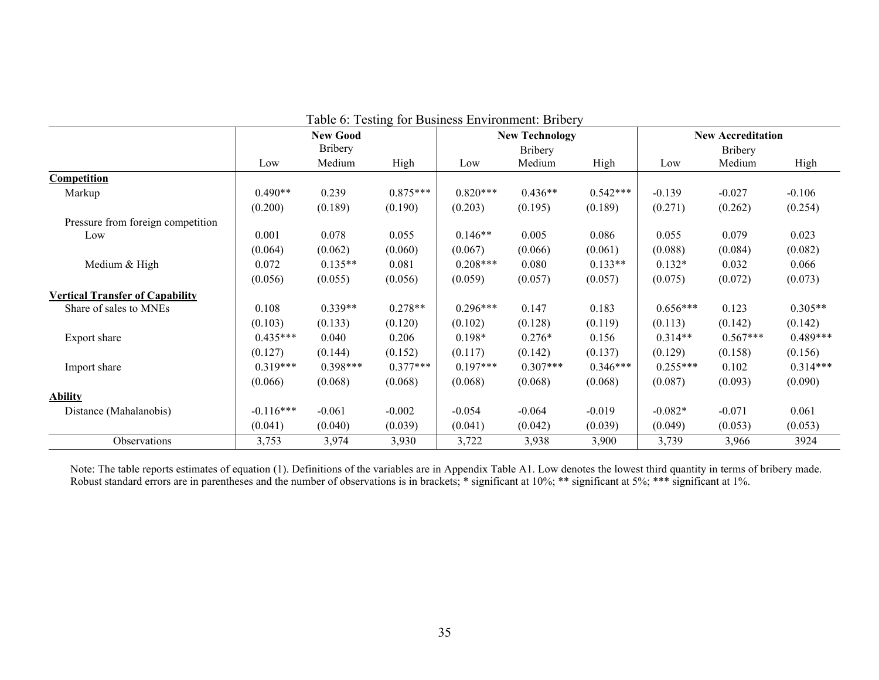Table 6: Testing for Business Environment: Bribery

| | New Good | | | New Technology | | | New Accreditation | | |
|---|---|---|---|---|---|---|---|---|---|
| | Bribery | | | Bribery | | | Bribery | | |
| | Low | Medium | High | Low | Medium | High | Low | Medium | High |
| **Competition** | | | | | | | | | |
| Markup | 0.490** | 0.239 | 0.875*** | 0.820*** | 0.436** | 0.542*** | -0.139 | -0.027 | -0.106 |
| | (0.200) | (0.189) | (0.190) | (0.203) | (0.195) | (0.189) | (0.271) | (0.262) | (0.254) |
| Pressure from foreign competition | | | | | | | | | |
| Low | 0.001 | 0.078 | 0.055 | 0.146** | 0.005 | 0.086 | 0.055 | 0.079 | 0.023 |
| | (0.064) | (0.062) | (0.060) | (0.067) | (0.066) | (0.061) | (0.088) | (0.084) | (0.082) |
| Medium & High | 0.072 | 0.135** | 0.081 | 0.208*** | 0.080 | 0.133** | 0.132* | 0.032 | 0.066 |
| | (0.056) | (0.055) | (0.056) | (0.059) | (0.057) | (0.057) | (0.075) | (0.072) | (0.073) |
| **Vertical Transfer of Capability** | | | | | | | | | |
| Share of sales to MNEs | 0.108 | 0.339** | 0.278** | 0.296*** | 0.147 | 0.183 | 0.656*** | 0.123 | 0.305** |
| | (0.103) | (0.133) | (0.120) | (0.102) | (0.128) | (0.119) | (0.113) | (0.142) | (0.142) |
| Export share | 0.435*** | 0.040 | 0.206 | 0.198* | 0.276* | 0.156 | 0.314** | 0.567*** | 0.489*** |
| | (0.127) | (0.144) | (0.152) | (0.117) | (0.142) | (0.137) | (0.129) | (0.158) | (0.156) |
| Import share | 0.319*** | 0.398*** | 0.377*** | 0.197*** | 0.307*** | 0.346*** | 0.255*** | 0.102 | 0.314*** |
| | (0.066) | (0.068) | (0.068) | (0.068) | (0.068) | (0.068) | (0.087) | (0.093) | (0.090) |
| **Ability** | | | | | | | | | |
| Distance (Mahalanobis) | -0.116*** | -0.061 | -0.002 | -0.054 | -0.064 | -0.019 | -0.082* | -0.071 | 0.061 |
| | (0.041) | (0.040) | (0.039) | (0.041) | (0.042) | (0.039) | (0.049) | (0.053) | (0.053) |
| Observations | 3,753 | 3,974 | 3,930 | 3,722 | 3,938 | 3,900 | 3,739 | 3,966 | 3924 |

Note: The table reports estimates of equation (1). Definitions of the variables are in Appendix Table A1. Low denotes the lowest third quantity in terms of bribery made. Robust standard errors are in parentheses and the number of observations is in brackets; * significant at 10%; ** significant at 5%; *** significant at 1%.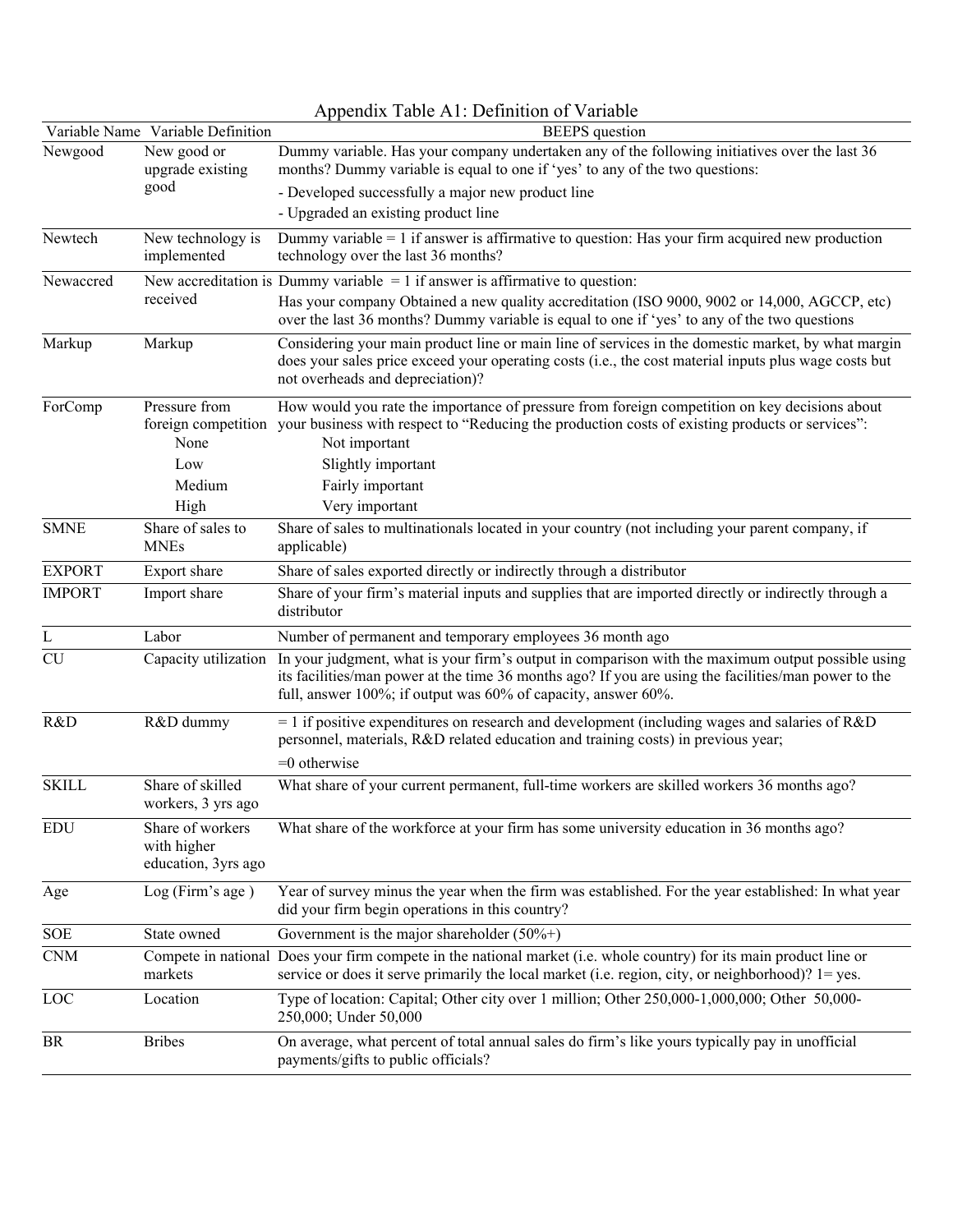Appendix Table A1: Definition of Variable

| Variable Name | Variable Definition | BEEPS question |
|---|---|---|
| Newgood | New good or upgrade existing good | Dummy variable. Has your company undertaken any of the following initiatives over the last 36 months? Dummy variable is equal to one if 'yes' to any of the two questions: - Developed successfully a major new product line - Upgraded an existing product line |
| Newtech | New technology is implemented | Dummy variable = 1 if answer is affirmative to question: Has your firm acquired new production technology over the last 36 months? |
| Newaccred | New accreditation is received | Dummy variable = 1 if answer is affirmative to question: Has your company Obtained a new quality accreditation (ISO 9000, 9002 or 14,000, AGCCP, etc) over the last 36 months? Dummy variable is equal to one if 'yes' to any of the two questions |
| Markup | Markup | Considering your main product line or main line of services in the domestic market, by what margin does your sales price exceed your operating costs (i.e., the cost material inputs plus wage costs but not overheads and depreciation)? |
| ForComp | Pressure from foreign competition | How would you rate the importance of pressure from foreign competition on key decisions about your business with respect to "Reducing the production costs of existing products or services": |
| | None | Not important |
| | Low | Slightly important |
| | Medium | Fairly important |
| | High | Very important |
| SMNE | Share of sales to MNEs | Share of sales to multinationals located in your country (not including your parent company, if applicable) |
| EXPORT | Export share | Share of sales exported directly or indirectly through a distributor |
| IMPORT | Import share | Share of your firm's material inputs and supplies that are imported directly or indirectly through a distributor |
| L | Labor | Number of permanent and temporary employees 36 month ago |
| CU | Capacity utilization | In your judgment, what is your firm's output in comparison with the maximum output possible using its facilities/man power at the time 36 months ago? If you are using the facilities/man power to the full, answer 100%; if output was 60% of capacity, answer 60%. |
| R&D | R&D dummy | = 1 if positive expenditures on research and development (including wages and salaries of R&D personnel, materials, R&D related education and training costs) in previous year; =0 otherwise |
| SKILL | Share of skilled workers, 3 yrs ago | What share of your current permanent, full-time workers are skilled workers 36 months ago? |
| EDU | Share of workers with higher education, 3yrs ago | What share of the workforce at your firm has some university education in 36 months ago? |
| Age | Log (Firm's age ) | Year of survey minus the year when the firm was established. For the year established: In what year did your firm begin operations in this country? |
| SOE | State owned | Government is the major shareholder (50%+) |
| CNM | Compete in national markets | Does your firm compete in the national market (i.e. whole country) for its main product line or service or does it serve primarily the local market (i.e. region, city, or neighborhood)? 1= yes. |
| LOC | Location | Type of location: Capital; Other city over 1 million; Other 250,000-1,000,000; Other 50,000-250,000; Under 50,000 |
| BR | Bribes | On average, what percent of total annual sales do firm's like yours typically pay in unofficial payments/gifts to public officials? |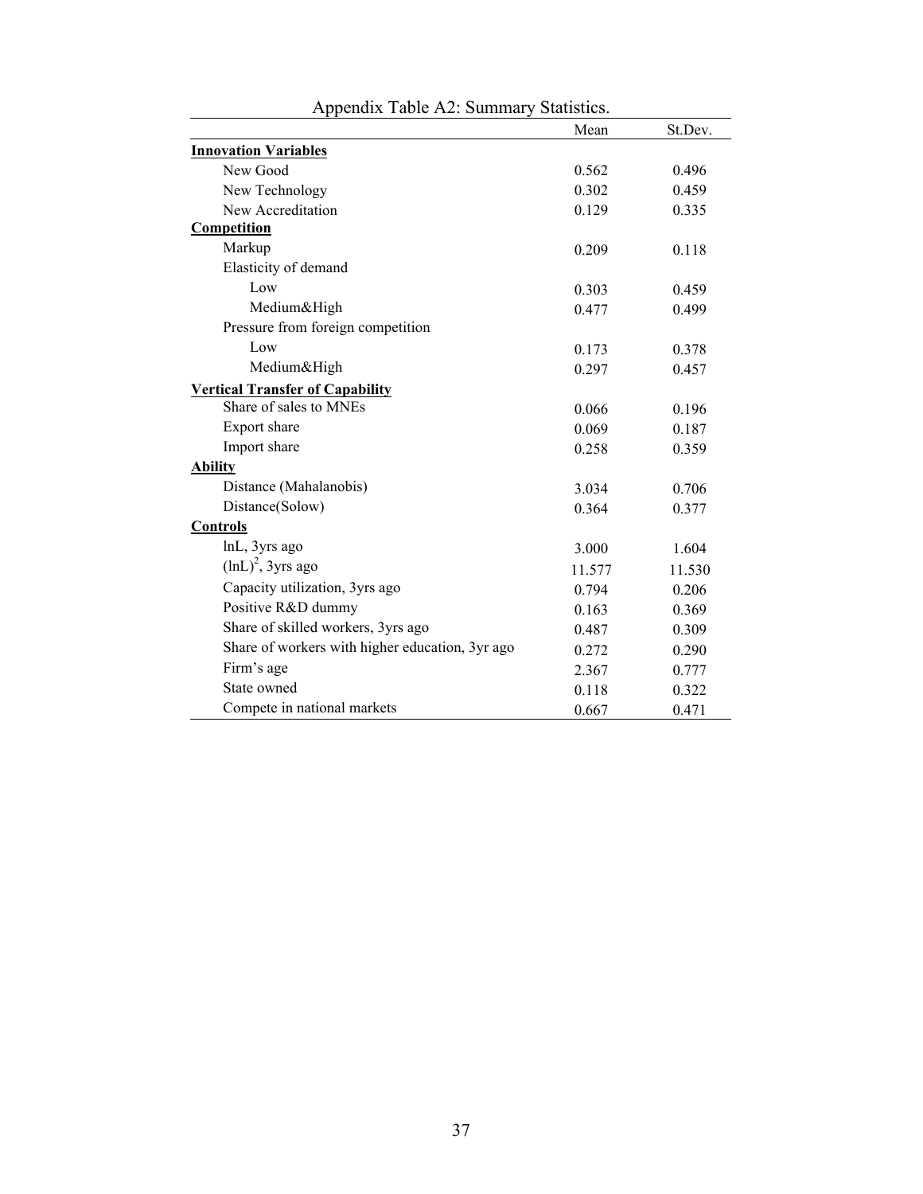Appendix Table A2: Summary Statistics.

| | Mean | St.Dev. |
|---|---|---|
| **Innovation Variables** | | |
| New Good | 0.562 | 0.496 |
| New Technology | 0.302 | 0.459 |
| New Accreditation | 0.129 | 0.335 |
| **Competition** | | |
| Markup | 0.209 | 0.118 |
| Elasticity of demand | | |
| Low | 0.303 | 0.459 |
| Medium&High | 0.477 | 0.499 |
| Pressure from foreign competition | | |
| Low | 0.173 | 0.378 |
| Medium&High | 0.297 | 0.457 |
| **Vertical Transfer of Capability** | | |
| Share of sales to MNEs | 0.066 | 0.196 |
| Export share | 0.069 | 0.187 |
| Import share | 0.258 | 0.359 |
| **Ability** | | |
| Distance (Mahalanobis) | 3.034 | 0.706 |
| Distance(Solow) | 0.364 | 0.377 |
| **Controls** | | |
| lnL, 3yrs ago | 3.000 | 1.604 |
| $(\ln L)^2$, 3yrs ago | 11.577 | 11.530 |
| Capacity utilization, 3yrs ago | 0.794 | 0.206 |
| Positive R&D dummy | 0.163 | 0.369 |
| Share of skilled workers, 3yrs ago | 0.487 | 0.309 |
| Share of workers with higher education, 3yr ago | 0.272 | 0.290 |
| Firm's age | 2.367 | 0.777 |
| State owned | 0.118 | 0.322 |
| Compete in national markets | 0.667 | 0.471 |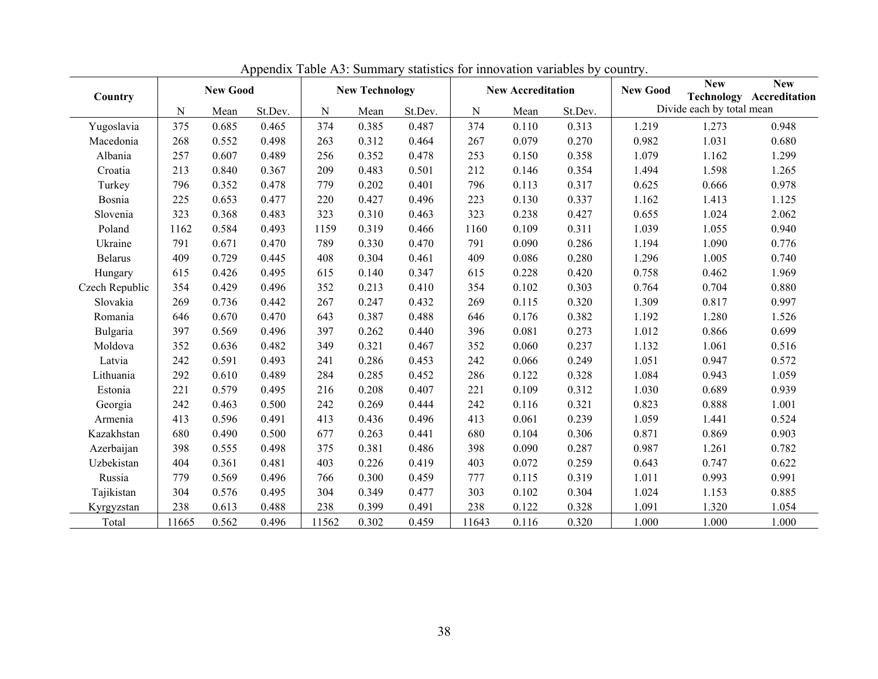Appendix Table A3: Summary statistics for innovation variables by country.

| Country | New Good | | | New Technology | | | New Accreditation | | | New Good | New Technology | New Accreditation |
|---|---|---|---|---|---|---|---|---|---|---|---|---|
| | N | Mean | St.Dev. | N | Mean | St.Dev. | N | Mean | St.Dev. | Divide each by total mean | | |
| Yugoslavia | 375 | 0.685 | 0.465 | 374 | 0.385 | 0.487 | 374 | 0.110 | 0.313 | 1.219 | 1.273 | 0.948 |
| Macedonia | 268 | 0.552 | 0.498 | 263 | 0.312 | 0.464 | 267 | 0.079 | 0.270 | 0.982 | 1.031 | 0.680 |
| Albania | 257 | 0.607 | 0.489 | 256 | 0.352 | 0.478 | 253 | 0.150 | 0.358 | 1.079 | 1.162 | 1.299 |
| Croatia | 213 | 0.840 | 0.367 | 209 | 0.483 | 0.501 | 212 | 0.146 | 0.354 | 1.494 | 1.598 | 1.265 |
| Turkey | 796 | 0.352 | 0.478 | 779 | 0.202 | 0.401 | 796 | 0.113 | 0.317 | 0.625 | 0.666 | 0.978 |
| Bosnia | 225 | 0.653 | 0.477 | 220 | 0.427 | 0.496 | 223 | 0.130 | 0.337 | 1.162 | 1.413 | 1.125 |
| Slovenia | 323 | 0.368 | 0.483 | 323 | 0.310 | 0.463 | 323 | 0.238 | 0.427 | 0.655 | 1.024 | 2.062 |
| Poland | 1162 | 0.584 | 0.493 | 1159 | 0.319 | 0.466 | 1160 | 0.109 | 0.311 | 1.039 | 1.055 | 0.940 |
| Ukraine | 791 | 0.671 | 0.470 | 789 | 0.330 | 0.470 | 791 | 0.090 | 0.286 | 1.194 | 1.090 | 0.776 |
| Belarus | 409 | 0.729 | 0.445 | 408 | 0.304 | 0.461 | 409 | 0.086 | 0.280 | 1.296 | 1.005 | 0.740 |
| Hungary | 615 | 0.426 | 0.495 | 615 | 0.140 | 0.347 | 615 | 0.228 | 0.420 | 0.758 | 0.462 | 1.969 |
| Czech Republic | 354 | 0.429 | 0.496 | 352 | 0.213 | 0.410 | 354 | 0.102 | 0.303 | 0.764 | 0.704 | 0.880 |
| Slovakia | 269 | 0.736 | 0.442 | 267 | 0.247 | 0.432 | 269 | 0.115 | 0.320 | 1.309 | 0.817 | 0.997 |
| Romania | 646 | 0.670 | 0.470 | 643 | 0.387 | 0.488 | 646 | 0.176 | 0.382 | 1.192 | 1.280 | 1.526 |
| Bulgaria | 397 | 0.569 | 0.496 | 397 | 0.262 | 0.440 | 396 | 0.081 | 0.273 | 1.012 | 0.866 | 0.699 |
| Moldova | 352 | 0.636 | 0.482 | 349 | 0.321 | 0.467 | 352 | 0.060 | 0.237 | 1.132 | 1.061 | 0.516 |
| Latvia | 242 | 0.591 | 0.493 | 241 | 0.286 | 0.453 | 242 | 0.066 | 0.249 | 1.051 | 0.947 | 0.572 |
| Lithuania | 292 | 0.610 | 0.489 | 284 | 0.285 | 0.452 | 286 | 0.122 | 0.328 | 1.084 | 0.943 | 1.059 |
| Estonia | 221 | 0.579 | 0.495 | 216 | 0.208 | 0.407 | 221 | 0.109 | 0.312 | 1.030 | 0.689 | 0.939 |
| Georgia | 242 | 0.463 | 0.500 | 242 | 0.269 | 0.444 | 242 | 0.116 | 0.321 | 0.823 | 0.888 | 1.001 |
| Armenia | 413 | 0.596 | 0.491 | 413 | 0.436 | 0.496 | 413 | 0.061 | 0.239 | 1.059 | 1.441 | 0.524 |
| Kazakhstan | 680 | 0.490 | 0.500 | 677 | 0.263 | 0.441 | 680 | 0.104 | 0.306 | 0.871 | 0.869 | 0.903 |
| Azerbaijan | 398 | 0.555 | 0.498 | 375 | 0.381 | 0.486 | 398 | 0.090 | 0.287 | 0.987 | 1.261 | 0.782 |
| Uzbekistan | 404 | 0.361 | 0.481 | 403 | 0.226 | 0.419 | 403 | 0.072 | 0.259 | 0.643 | 0.747 | 0.622 |
| Russia | 779 | 0.569 | 0.496 | 766 | 0.300 | 0.459 | 777 | 0.115 | 0.319 | 1.011 | 0.993 | 0.991 |
| Tajikistan | 304 | 0.576 | 0.495 | 304 | 0.349 | 0.477 | 303 | 0.102 | 0.304 | 1.024 | 1.153 | 0.885 |
| Kyrgyzstan | 238 | 0.613 | 0.488 | 238 | 0.399 | 0.491 | 238 | 0.122 | 0.328 | 1.091 | 1.320 | 1.054 |
| Total | 11665 | 0.562 | 0.496 | 11562 | 0.302 | 0.459 | 11643 | 0.116 | 0.320 | 1.000 | 1.000 | 1.000 |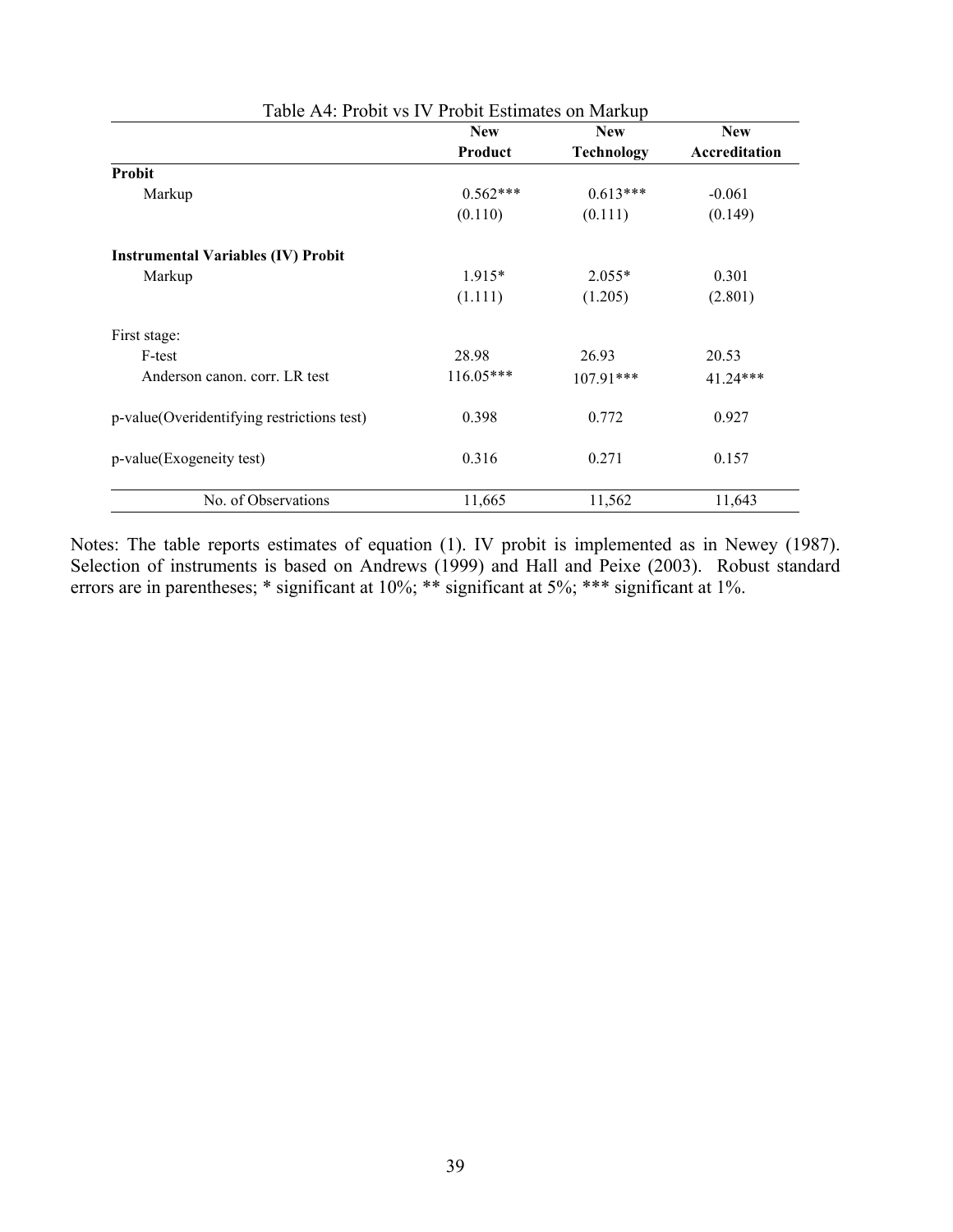Table A4: Probit vs IV Probit Estimates on Markup

| | New Product | New Technology | New Accreditation |
|---|---|---|---|
| **Probit** | | | |
| Markup | 0.562*** | 0.613*** | -0.061 |
| | (0.110) | (0.111) | (0.149) |
| **Instrumental Variables (IV) Probit** | | | |
| Markup | 1.915* | 2.055* | 0.301 |
| | (1.111) | (1.205) | (2.801) |
| First stage: | | | |
| F-test | 28.98 | 26.93 | 20.53 |
| Anderson canon. corr. LR test | 116.05*** | 107.91*** | 41.24*** |
| p-value(Overidentifying restrictions test) | 0.398 | 0.772 | 0.927 |
| p-value(Exogeneity test) | 0.316 | 0.271 | 0.157 |
| No. of Observations | 11,665 | 11,562 | 11,643 |

Notes: The table reports estimates of equation (1). IV probit is implemented as in Newey (1987). Selection of instruments is based on Andrews (1999) and Hall and Peixe (2003). Robust standard errors are in parentheses; * significant at 10%; ** significant at 5%; *** significant at 1%.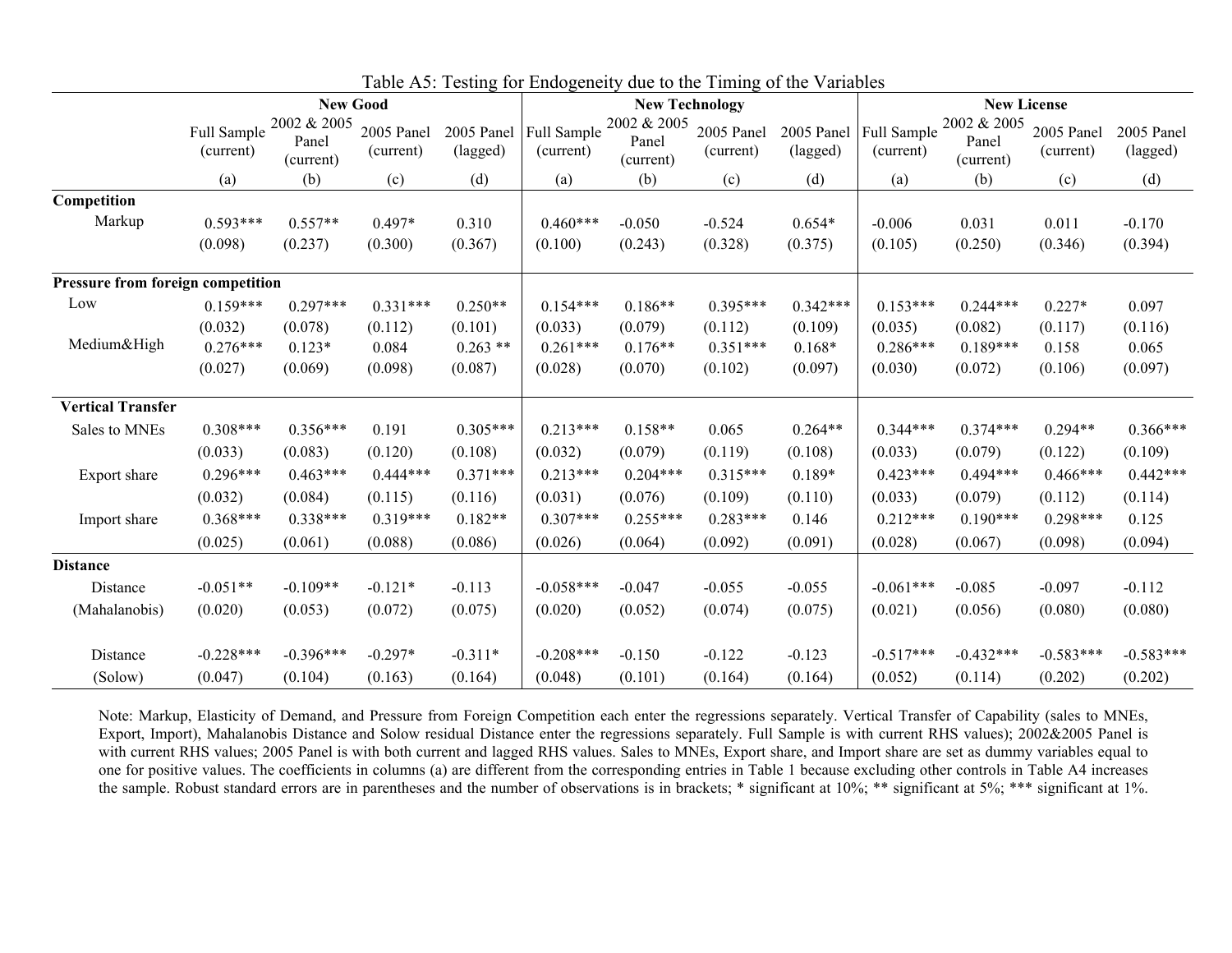Table A5: Testing for Endogeneity due to the Timing of the Variables

| | New Good | | | | New Technology | | | | New License | | | |
|---|---|---|---|---|---|---|---|---|---|---|---|---|
| | Full Sample (current) | 2002 & 2005 Panel (current) | 2005 Panel (current) | 2005 Panel (lagged) | Full Sample (current) | 2002 & 2005 Panel (current) | 2005 Panel (current) | 2005 Panel (lagged) | Full Sample (current) | 2002 & 2005 Panel (current) | 2005 Panel (current) | 2005 Panel (lagged) |
| | (a) | (b) | (c) | (d) | (a) | (b) | (c) | (d) | (a) | (b) | (c) | (d) |
| **Competition** | | | | | | | | | | | | |
| Markup | 0.593*** | 0.557** | 0.497* | 0.310 | 0.460*** | -0.050 | -0.524 | 0.654* | -0.006 | 0.031 | 0.011 | -0.170 |
| | (0.098) | (0.237) | (0.300) | (0.367) | (0.100) | (0.243) | (0.328) | (0.375) | (0.105) | (0.250) | (0.346) | (0.394) |
| **Pressure from foreign competition** | | | | | | | | | | | | |
| Low | 0.159*** | 0.297*** | 0.331*** | 0.250** | 0.154*** | 0.186** | 0.395*** | 0.342*** | 0.153*** | 0.244*** | 0.227* | 0.097 |
| | (0.032) | (0.078) | (0.112) | (0.101) | (0.033) | (0.079) | (0.112) | (0.109) | (0.035) | (0.082) | (0.117) | (0.116) |
| Medium&High | 0.276*** | 0.123* | 0.084 | 0.263 ** | 0.261*** | 0.176** | 0.351*** | 0.168* | 0.286*** | 0.189*** | 0.158 | 0.065 |
| | (0.027) | (0.069) | (0.098) | (0.087) | (0.028) | (0.070) | (0.102) | (0.097) | (0.030) | (0.072) | (0.106) | (0.097) |
| **Vertical Transfer** | | | | | | | | | | | | |
| Sales to MNEs | 0.308*** | 0.356*** | 0.191 | 0.305*** | 0.213*** | 0.158** | 0.065 | 0.264** | 0.344*** | 0.374*** | 0.294** | 0.366*** |
| | (0.033) | (0.083) | (0.120) | (0.108) | (0.032) | (0.079) | (0.119) | (0.108) | (0.033) | (0.079) | (0.122) | (0.109) |
| Export share | 0.296*** | 0.463*** | 0.444*** | 0.371*** | 0.213*** | 0.204*** | 0.315*** | 0.189* | 0.423*** | 0.494*** | 0.466*** | 0.442*** |
| | (0.032) | (0.084) | (0.115) | (0.116) | (0.031) | (0.076) | (0.109) | (0.110) | (0.033) | (0.079) | (0.112) | (0.114) |
| Import share | 0.368*** | 0.338*** | 0.319*** | 0.182** | 0.307*** | 0.255*** | 0.283*** | 0.146 | 0.212*** | 0.190*** | 0.298*** | 0.125 |
| | (0.025) | (0.061) | (0.088) | (0.086) | (0.026) | (0.064) | (0.092) | (0.091) | (0.028) | (0.067) | (0.098) | (0.094) |
| **Distance** | | | | | | | | | | | | |
| Distance (Mahalanobis) | -0.051** | -0.109** | -0.121* | -0.113 | -0.058*** | -0.047 | -0.055 | -0.055 | -0.061*** | -0.085 | -0.097 | -0.112 |
| | (0.020) | (0.053) | (0.072) | (0.075) | (0.020) | (0.052) | (0.074) | (0.075) | (0.021) | (0.056) | (0.080) | (0.080) |
| Distance (Solow) | -0.228*** | -0.396*** | -0.297* | -0.311* | -0.208*** | -0.150 | -0.122 | -0.123 | -0.517*** | -0.432*** | -0.583*** | -0.583*** |
| | (0.047) | (0.104) | (0.163) | (0.164) | (0.048) | (0.101) | (0.164) | (0.164) | (0.052) | (0.114) | (0.202) | (0.202) |

Note: Markup, Elasticity of Demand, and Pressure from Foreign Competition each enter the regressions separately. Vertical Transfer of Capability (sales to MNEs, Export, Import), Mahalanobis Distance and Solow residual Distance enter the regressions separately. Full Sample is with current RHS values); 2002&2005 Panel is with current RHS values; 2005 Panel is with both current and lagged RHS values. Sales to MNEs, Export share, and Import share are set as dummy variables equal to one for positive values. The coefficients in columns (a) are different from the corresponding entries in Table 1 because excluding other controls in Table A4 increases the sample. Robust standard errors are in parentheses and the number of observations is in brackets; * significant at 10%; ** significant at 5%; *** significant at 1%.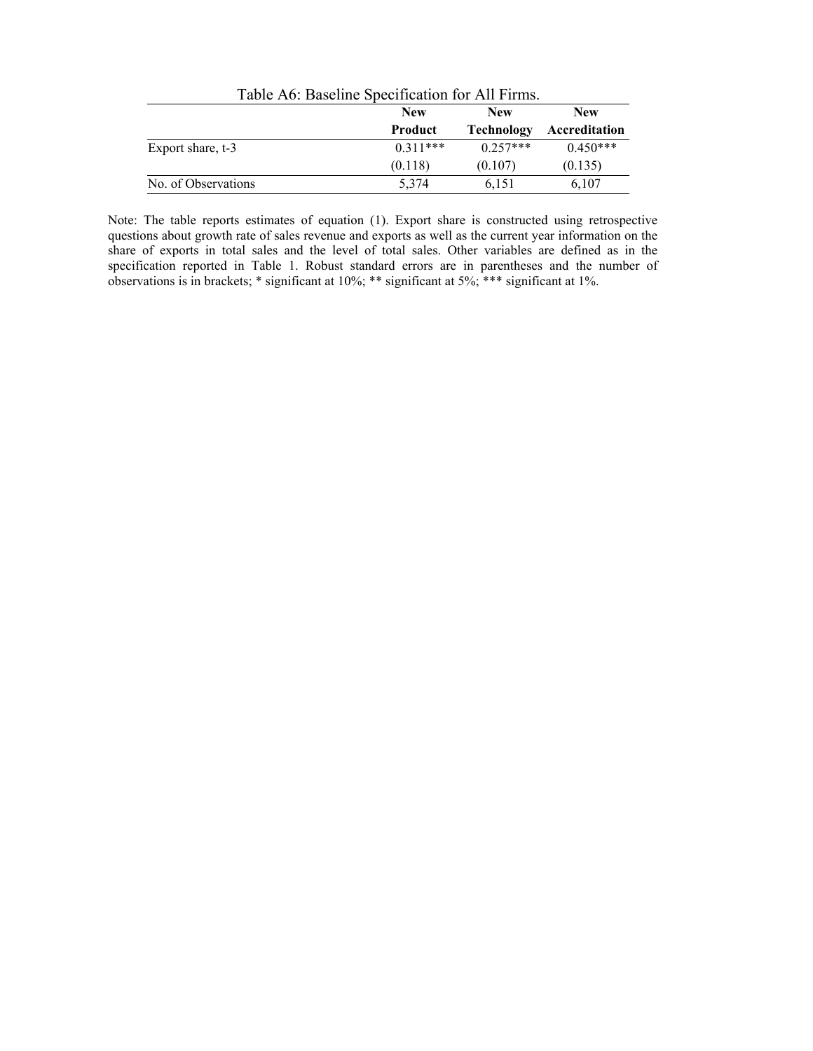Table A6: Baseline Specification for All Firms.

| | New Product | New Technology | New Accreditation |
|---|---|---|---|
| Export share, t-3 | 0.311*** | 0.257*** | 0.450*** |
| | (0.118) | (0.107) | (0.135) |
| No. of Observations | 5,374 | 6,151 | 6,107 |

Note: The table reports estimates of equation (1). Export share is constructed using retrospective questions about growth rate of sales revenue and exports as well as the current year information on the share of exports in total sales and the level of total sales. Other variables are defined as in the specification reported in Table 1. Robust standard errors are in parentheses and the number of observations is in brackets; * significant at 10%; ** significant at 5%; *** significant at 1%.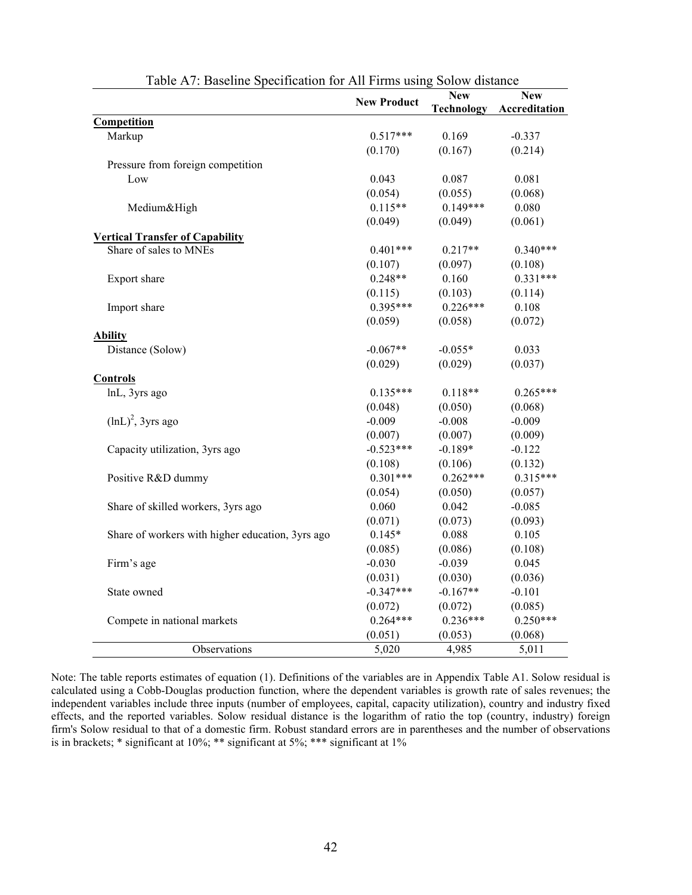Table A7: Baseline Specification for All Firms using Solow distance

| | New Product | New Technology | New Accreditation |
|---|---|---|---|
| **Competition** | | | |
| Markup | 0.517*** | 0.169 | -0.337 |
| | (0.170) | (0.167) | (0.214) |
| Pressure from foreign competition | | | |
| Low | 0.043 | 0.087 | 0.081 |
| | (0.054) | (0.055) | (0.068) |
| Medium&High | 0.115** | 0.149*** | 0.080 |
| | (0.049) | (0.049) | (0.061) |
| **Vertical Transfer of Capability** | | | |
| Share of sales to MNEs | 0.401*** | 0.217** | 0.340*** |
| | (0.107) | (0.097) | (0.108) |
| Export share | 0.248** | 0.160 | 0.331*** |
| | (0.115) | (0.103) | (0.114) |
| Import share | 0.395*** | 0.226*** | 0.108 |
| | (0.059) | (0.058) | (0.072) |
| **Ability** | | | |
| Distance (Solow) | -0.067** | -0.055* | 0.033 |
| | (0.029) | (0.029) | (0.037) |
| **Controls** | | | |
| lnL, 3yrs ago | 0.135*** | 0.118** | 0.265*** |
| | (0.048) | (0.050) | (0.068) |
| $(\ln L)^2$, 3yrs ago | -0.009 | -0.008 | -0.009 |
| | (0.007) | (0.007) | (0.009) |
| Capacity utilization, 3yrs ago | -0.523*** | -0.189* | -0.122 |
| | (0.108) | (0.106) | (0.132) |
| Positive R&D dummy | 0.301*** | 0.262*** | 0.315*** |
| | (0.054) | (0.050) | (0.057) |
| Share of skilled workers, 3yrs ago | 0.060 | 0.042 | -0.085 |
| | (0.071) | (0.073) | (0.093) |
| Share of workers with higher education, 3yrs ago | 0.145* | 0.088 | 0.105 |
| | (0.085) | (0.086) | (0.108) |
| Firm's age | -0.030 | -0.039 | 0.045 |
| | (0.031) | (0.030) | (0.036) |
| State owned | -0.347*** | -0.167** | -0.101 |
| | (0.072) | (0.072) | (0.085) |
| Compete in national markets | 0.264*** | 0.236*** | 0.250*** |
| | (0.051) | (0.053) | (0.068) |
| Observations | 5,020 | 4,985 | 5,011 |

Note: The table reports estimates of equation (1). Definitions of the variables are in Appendix Table A1. Solow residual is calculated using a Cobb-Douglas production function, where the dependent variables is growth rate of sales revenues; the independent variables include three inputs (number of employees, capital, capacity utilization), country and industry fixed effects, and the reported variables. Solow residual distance is the logarithm of ratio the top (country, industry) foreign firm's Solow residual to that of a domestic firm. Robust standard errors are in parentheses and the number of observations is in brackets; * significant at 10%; ** significant at 5%; *** significant at 1%